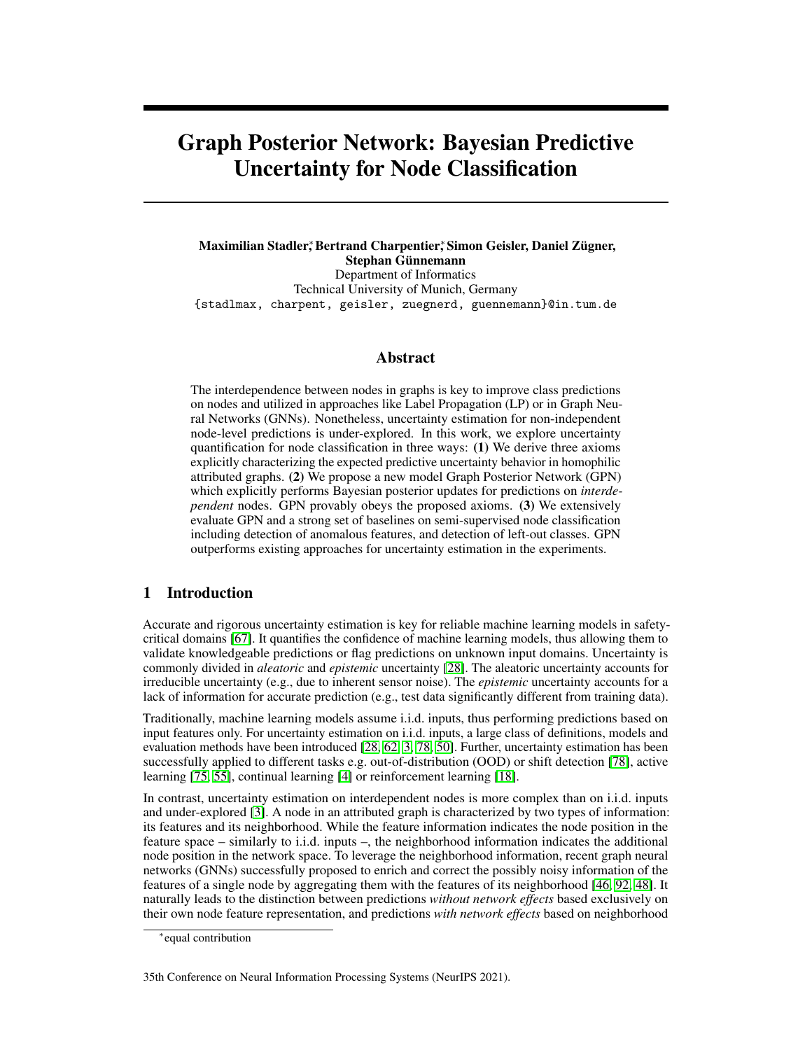# Graph Posterior Network: Bayesian Predictive Uncertainty for Node Classification

**Maximilian Stadler*, Bertrand Charpentier*, Simon Geisler, Daniel Zügner, Stephan Günnemann**

Department of Informatics
Technical University of Munich, Germany
{stadlmax, charpent, geisler, zuegnerd, guennemann}@in.tum.de

## Abstract

The interdependence between nodes in graphs is key to improve class predictions on nodes and utilized in approaches like Label Propagation (LP) or in Graph Neural Networks (GNNs). Nonetheless, uncertainty estimation for non-independent node-level predictions is under-explored. In this work, we explore uncertainty quantification for node classification in three ways: **(1)** We derive three axioms explicitly characterizing the expected predictive uncertainty behavior in homophilic attributed graphs. **(2)** We propose a new model Graph Posterior Network (GPN) which explicitly performs Bayesian posterior updates for predictions on *interdependent* nodes. GPN provably obeys the proposed axioms. **(3)** We extensively evaluate GPN and a strong set of baselines on semi-supervised node classification including detection of anomalous features, and detection of left-out classes. GPN outperforms existing approaches for uncertainty estimation in the experiments.

## 1 Introduction

Accurate and rigorous uncertainty estimation is key for reliable machine learning models in safety-critical domains [67]. It quantifies the confidence of machine learning models, thus allowing them to validate knowledgeable predictions or flag predictions on unknown input domains. Uncertainty is commonly divided in *aleatoric* and *epistemic* uncertainty [28]. The aleatoric uncertainty accounts for irreducible uncertainty (e.g., due to inherent sensor noise). The *epistemic* uncertainty accounts for a lack of information for accurate prediction (e.g., test data significantly different from training data).

Traditionally, machine learning models assume i.i.d. inputs, thus performing predictions based on input features only. For uncertainty estimation on i.i.d. inputs, a large class of definitions, models and evaluation methods have been introduced [28, 62, 3, 78, 50]. Further, uncertainty estimation has been successfully applied to different tasks e.g. out-of-distribution (OOD) or shift detection [78], active learning [75, 55], continual learning [4] or reinforcement learning [18].

In contrast, uncertainty estimation on interdependent nodes is more complex than on i.i.d. inputs and under-explored [3]. A node in an attributed graph is characterized by two types of information: its features and its neighborhood. While the feature information indicates the node position in the feature space – similarly to i.i.d. inputs –, the neighborhood information indicates the additional node position in the network space. To leverage the neighborhood information, recent graph neural networks (GNNs) successfully proposed to enrich and correct the possibly noisy information of the features of a single node by aggregating them with the features of its neighborhood [46, 92, 48]. It naturally leads to the distinction between predictions *without network effects* based exclusively on their own node feature representation, and predictions *with network effects* based on neighborhood

*equal contribution

35th Conference on Neural Information Processing Systems (NeurIPS 2021).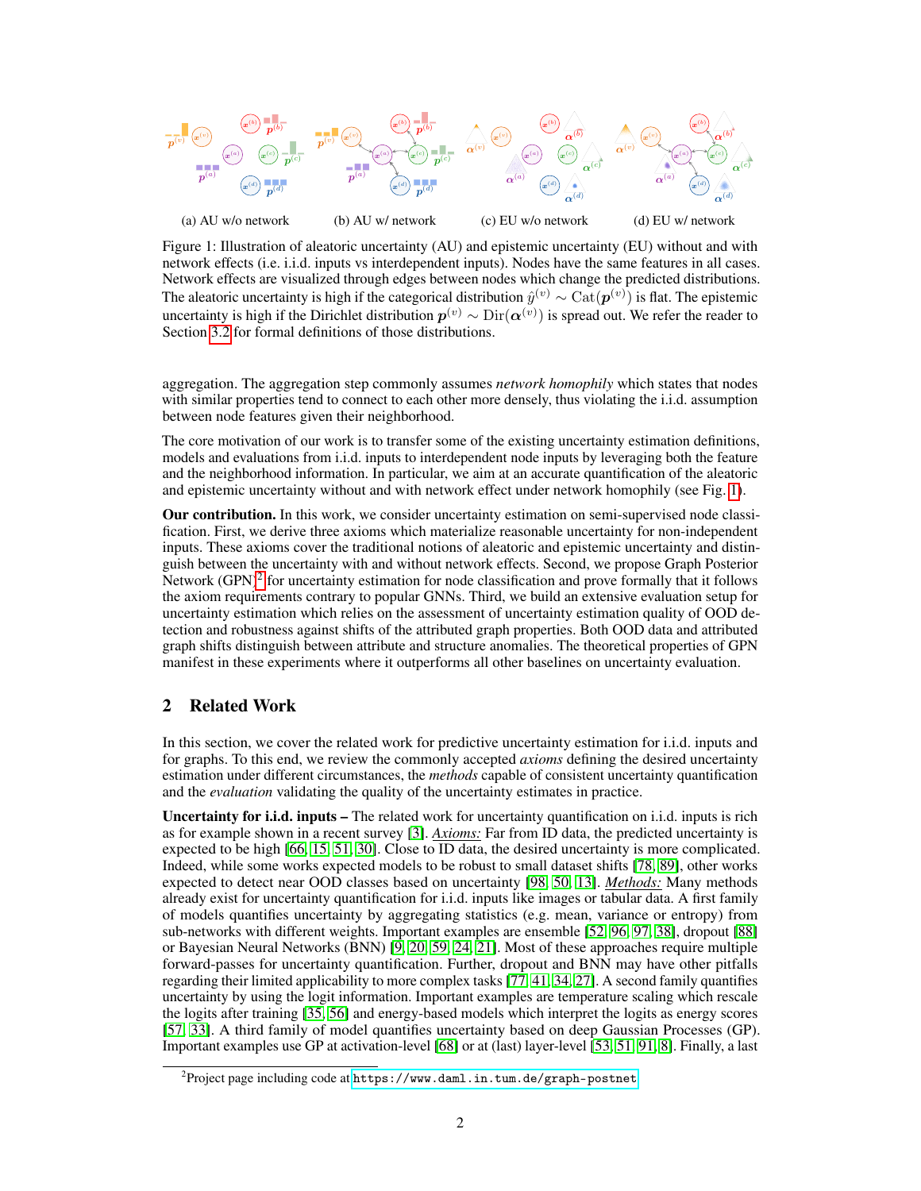(a) AU w/o network (b) AU w/ network (c) EU w/o network (d) EU w/ network

Figure 1: Illustration of aleatoric uncertainty (AU) and epistemic uncertainty (EU) without and with network effects (i.e. i.i.d. inputs vs interdependent inputs). Nodes have the same features in all cases. Network effects are visualized through edges between nodes which change the predicted distributions. The aleatoric uncertainty is high if the categorical distribution $\hat{y}^{(v)} \sim \text{Cat}(\boldsymbol{p}^{(v)})$ is flat. The epistemic uncertainty is high if the Dirichlet distribution $\boldsymbol{p}^{(v)} \sim \text{Dir}(\boldsymbol{\alpha}^{(v)})$ is spread out. We refer the reader to Section 3.2 for formal definitions of those distributions.

aggregation. The aggregation step commonly assumes *network homophily* which states that nodes with similar properties tend to connect to each other more densely, thus violating the i.i.d. assumption between node features given their neighborhood.

The core motivation of our work is to transfer some of the existing uncertainty estimation definitions, models and evaluations from i.i.d. inputs to interdependent node inputs by leveraging both the feature and the neighborhood information. In particular, we aim at an accurate quantification of the aleatoric and epistemic uncertainty without and with network effect under network homophily (see Fig. 1).

**Our contribution.** In this work, we consider uncertainty estimation on semi-supervised node classification. First, we derive three axioms which materialize reasonable uncertainty for non-independent inputs. These axioms cover the traditional notions of aleatoric and epistemic uncertainty and distinguish between the uncertainty with and without network effects. Second, we propose Graph Posterior Network (GPN)[2] for uncertainty estimation for node classification and prove formally that it follows the axiom requirements contrary to popular GNNs. Third, we build an extensive evaluation setup for uncertainty estimation which relies on the assessment of uncertainty estimation quality of OOD detection and robustness against shifts of the attributed graph properties. Both OOD data and attributed graph shifts distinguish between attribute and structure anomalies. The theoretical properties of GPN manifest in these experiments where it outperforms all other baselines on uncertainty evaluation.

## 2 Related Work

In this section, we cover the related work for predictive uncertainty estimation for i.i.d. inputs and for graphs. To this end, we review the commonly accepted *axioms* defining the desired uncertainty estimation under different circumstances, the *methods* capable of consistent uncertainty quantification and the *evaluation* validating the quality of the uncertainty estimates in practice.

**Uncertainty for i.i.d. inputs –** The related work for uncertainty quantification on i.i.d. inputs is rich as for example shown in a recent survey [3]. *Axioms:* Far from ID data, the predicted uncertainty is expected to be high [66, 15, 51, 30]. Close to ID data, the desired uncertainty is more complicated. Indeed, while some works expected models to be robust to small dataset shifts [78, 89], other works expected to detect near OOD classes based on uncertainty [98, 50, 13]. *Methods:* Many methods already exist for uncertainty quantification for i.i.d. inputs like images or tabular data. A first family of models quantifies uncertainty by aggregating statistics (e.g. mean, variance or entropy) from sub-networks with different weights. Important examples are ensemble [52, 96, 97, 38], dropout [88] or Bayesian Neural Networks (BNN) [9, 20, 59, 24, 21]. Most of these approaches require multiple forward-passes for uncertainty quantification. Further, dropout and BNN may have other pitfalls regarding their limited applicability to more complex tasks [77, 41, 34, 27]. A second family quantifies uncertainty by using the logit information. Important examples are temperature scaling which rescale the logits after training [35, 56] and energy-based models which interpret the logits as energy scores [57, 33]. A third family of model quantifies uncertainty based on deep Gaussian Processes (GP). Important examples use GP at activation-level [68] or at (last) layer-level [53, 51, 91, 8]. Finally, a last

[2]Project page including code at https://www.daml.in.tum.de/graph-postnet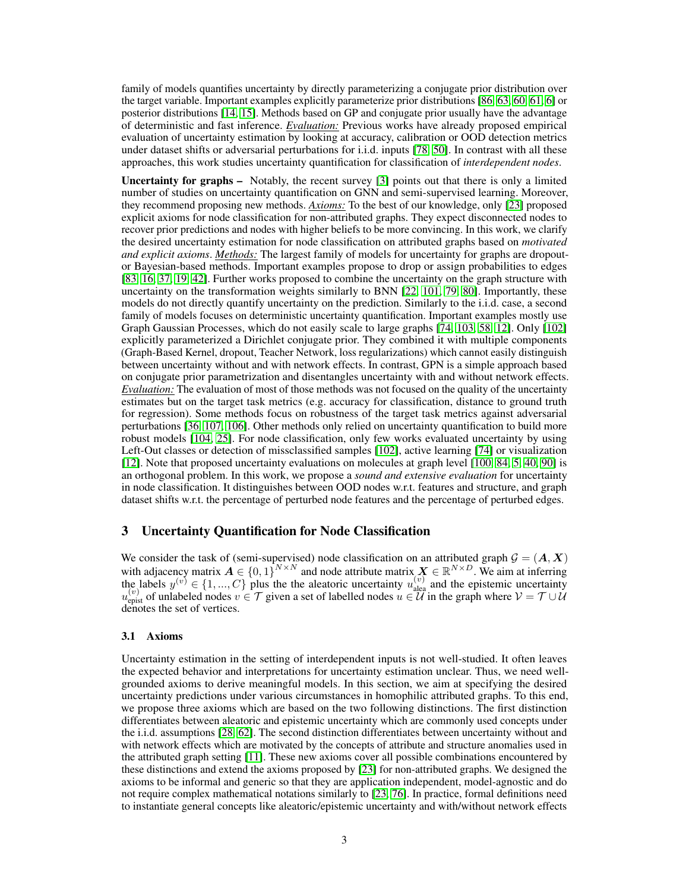family of models quantifies uncertainty by directly parameterizing a conjugate prior distribution over the target variable. Important examples explicitly parameterize prior distributions [86, 63, 60, 61, 6] or posterior distributions [14, 15]. Methods based on GP and conjugate prior usually have the advantage of deterministic and fast inference. <u>*Evaluation:*</u> Previous works have already proposed empirical evaluation of uncertainty estimation by looking at accuracy, calibration or OOD detection metrics under dataset shifts or adversarial perturbations for i.i.d. inputs [78, 50]. In contrast with all these approaches, this work studies uncertainty quantification for classification of *interdependent nodes*.

**Uncertainty for graphs –** Notably, the recent survey [3] points out that there is only a limited number of studies on uncertainty quantification on GNN and semi-supervised learning. Moreover, they recommend proposing new methods. <u>*Axioms:*</u> To the best of our knowledge, only [23] proposed explicit axioms for node classification for non-attributed graphs. They expect disconnected nodes to recover prior predictions and nodes with higher beliefs to be more convincing. In this work, we clarify the desired uncertainty estimation for node classification on attributed graphs based on *motivated and explicit axioms*. <u>*Methods:*</u> The largest family of models for uncertainty for graphs are dropout- or Bayesian-based methods. Important examples propose to drop or assign probabilities to edges [83, 16, 37, 19, 42]. Further works proposed to combine the uncertainty on the graph structure with uncertainty on the transformation weights similarly to BNN [22, 101, 79, 80]. Importantly, these models do not directly quantify uncertainty on the prediction. Similarly to the i.i.d. case, a second family of models focuses on deterministic uncertainty quantification. Important examples mostly use Graph Gaussian Processes, which do not easily scale to large graphs [74, 103, 58, 12]. Only [102] explicitly parameterized a Dirichlet conjugate prior. They combined it with multiple components (Graph-Based Kernel, dropout, Teacher Network, loss regularizations) which cannot easily distinguish between uncertainty without and with network effects. In contrast, GPN is a simple approach based on conjugate prior parametrization and disentangles uncertainty with and without network effects. <u>*Evaluation:*</u> The evaluation of most of those methods was not focused on the quality of the uncertainty estimates but on the target task metrics (e.g. accuracy for classification, distance to ground truth for regression). Some methods focus on robustness of the target task metrics against adversarial perturbations [36, 107, 106]. Other methods only relied on uncertainty quantification to build more robust models [104, 25]. For node classification, only few works evaluated uncertainty by using Left-Out classes or detection of missclassified samples [102], active learning [74] or visualization [12]. Note that proposed uncertainty evaluations on molecules at graph level [100, 84, 5, 40, 90] is an orthogonal problem. In this work, we propose a *sound and extensive evaluation* for uncertainty in node classification. It distinguishes between OOD nodes w.r.t. features and structure, and graph dataset shifts w.r.t. the percentage of perturbed node features and the percentage of perturbed edges.

## 3 Uncertainty Quantification for Node Classification

We consider the task of (semi-supervised) node classification on an attributed graph $\mathcal{G} = (\boldsymbol{A}, \boldsymbol{X})$ with adjacency matrix $\boldsymbol{A} \in \{0,1\}^{N \times N}$ and node attribute matrix $\boldsymbol{X} \in \mathbb{R}^{N \times D}$. We aim at inferring the labels $y^{(v)} \in \{1, ..., C\}$ plus the the aleatoric uncertainty $u_{\text{alea}}^{(v)}$ and the epistemic uncertainty $u_{\text{epist}}^{(v)}$ of unlabeled nodes $v \in \mathcal{T}$ given a set of labelled nodes $u \in \mathcal{U}$ in the graph where $\mathcal{V} = \mathcal{T} \cup \mathcal{U}$ denotes the set of vertices.

### 3.1 Axioms

Uncertainty estimation in the setting of interdependent inputs is not well-studied. It often leaves the expected behavior and interpretations for uncertainty estimation unclear. Thus, we need well-grounded axioms to derive meaningful models. In this section, we aim at specifying the desired uncertainty predictions under various circumstances in homophilic attributed graphs. To this end, we propose three axioms which are based on the two following distinctions. The first distinction differentiates between aleatoric and epistemic uncertainty which are commonly used concepts under the i.i.d. assumptions [28, 62]. The second distinction differentiates between uncertainty without and with network effects which are motivated by the concepts of attribute and structure anomalies used in the attributed graph setting [11]. These new axioms cover all possible combinations encountered by these distinctions and extend the axioms proposed by [23] for non-attributed graphs. We designed the axioms to be informal and generic so that they are application independent, model-agnostic and do not require complex mathematical notations similarly to [23, 76]. In practice, formal definitions need to instantiate general concepts like aleatoric/epistemic uncertainty and with/without network effects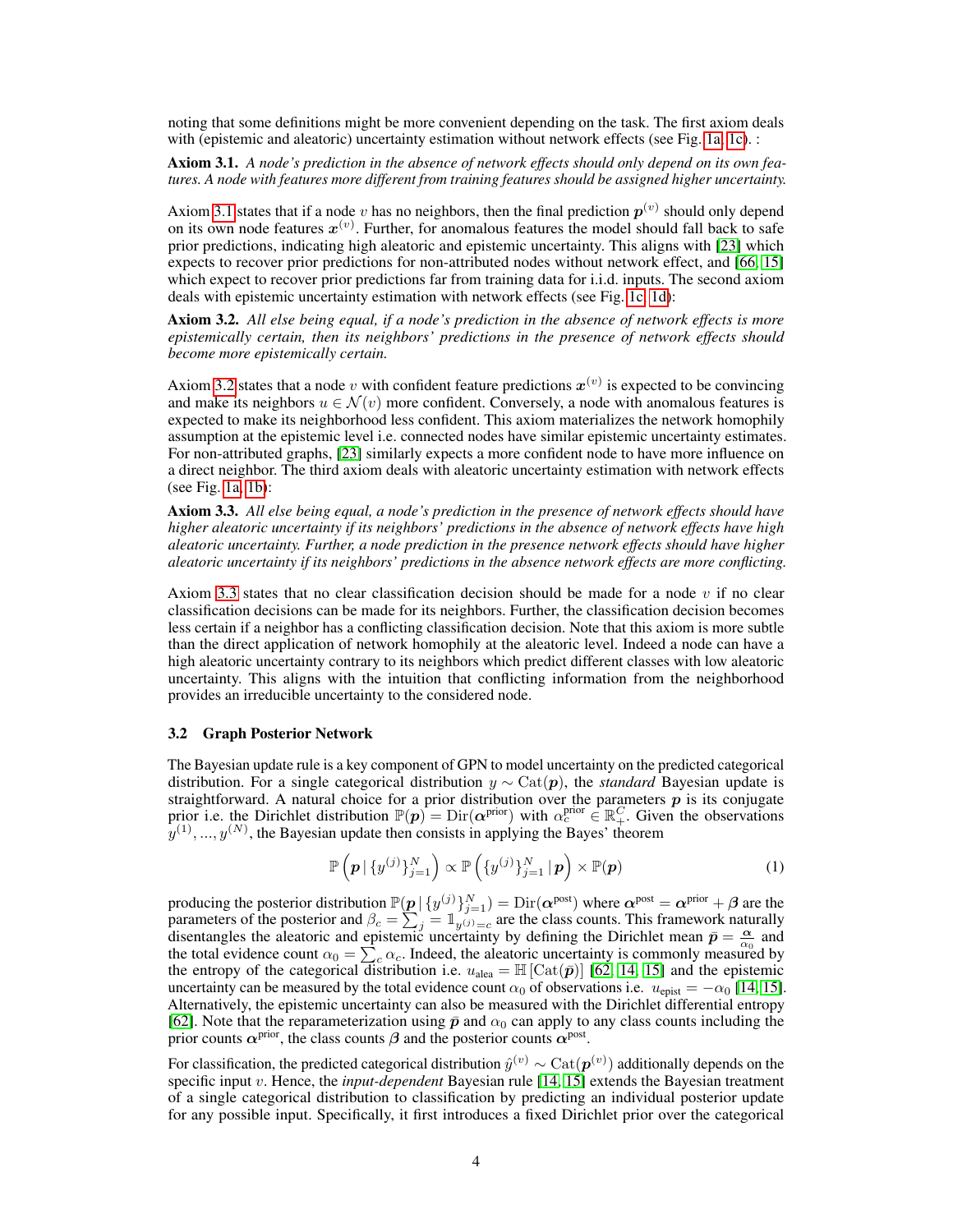noting that some definitions might be more convenient depending on the task. The first axiom deals with (epistemic and aleatoric) uncertainty estimation without network effects (see Fig. 1a, 1c). :

**Axiom 3.1.** *A node's prediction in the absence of network effects should only depend on its own features. A node with features more different from training features should be assigned higher uncertainty.*

Axiom 3.1 states that if a node $v$ has no neighbors, then the final prediction $\boldsymbol{p}^{(v)}$ should only depend on its own node features $\boldsymbol{x}^{(v)}$. Further, for anomalous features the model should fall back to safe prior predictions, indicating high aleatoric and epistemic uncertainty. This aligns with [23] which expects to recover prior predictions for non-attributed nodes without network effect, and [66, 15] which expect to recover prior predictions far from training data for i.i.d. inputs. The second axiom deals with epistemic uncertainty estimation with network effects (see Fig. 1c, 1d):

**Axiom 3.2.** *All else being equal, if a node's prediction in the absence of network effects is more epistemically certain, then its neighbors' predictions in the presence of network effects should become more epistemically certain.*

Axiom 3.2 states that a node $v$ with confident feature predictions $\boldsymbol{x}^{(v)}$ is expected to be convincing and make its neighbors $u \in \mathcal{N}(v)$ more confident. Conversely, a node with anomalous features is expected to make its neighborhood less confident. This axiom materializes the network homophily assumption at the epistemic level i.e. connected nodes have similar epistemic uncertainty estimates. For non-attributed graphs, [23] similarly expects a more confident node to have more influence on a direct neighbor. The third axiom deals with aleatoric uncertainty estimation with network effects (see Fig. 1a, 1b):

**Axiom 3.3.** *All else being equal, a node's prediction in the presence of network effects should have higher aleatoric uncertainty if its neighbors' predictions in the absence of network effects have high aleatoric uncertainty. Further, a node prediction in the presence network effects should have higher aleatoric uncertainty if its neighbors' predictions in the absence network effects are more conflicting.*

Axiom 3.3 states that no clear classification decision should be made for a node $v$ if no clear classification decisions can be made for its neighbors. Further, the classification decision becomes less certain if a neighbor has a conflicting classification decision. Note that this axiom is more subtle than the direct application of network homophily at the aleatoric level. Indeed a node can have a high aleatoric uncertainty contrary to its neighbors which predict different classes with low aleatoric uncertainty. This aligns with the intuition that conflicting information from the neighborhood provides an irreducible uncertainty to the considered node.

### 3.2 Graph Posterior Network

The Bayesian update rule is a key component of GPN to model uncertainty on the predicted categorical distribution. For a single categorical distribution $y \sim \text{Cat}(\boldsymbol{p})$, the *standard* Bayesian update is straightforward. A natural choice for a prior distribution over the parameters $\boldsymbol{p}$ is its conjugate prior i.e. the Dirichlet distribution $\mathbb{P}(\boldsymbol{p}) = \text{Dir}(\boldsymbol{\alpha}^{\text{prior}})$ with $\alpha_c^{\text{prior}} \in \mathbb{R}_+^C$. Given the observations $y^{(1)}, ..., y^{(N)}$, the Bayesian update then consists in applying the Bayes' theorem

$$\mathbb{P}\left(\boldsymbol{p} \,|\, \{y^{(j)}\}_{j=1}^N\right) \propto \mathbb{P}\left(\{y^{(j)}\}_{j=1}^N \,|\, \boldsymbol{p}\right) \times \mathbb{P}(\boldsymbol{p}) \tag{1}$$

producing the posterior distribution $\mathbb{P}(\boldsymbol{p} \,|\, \{y^{(j)}\}_{j=1}^N) = \text{Dir}(\boldsymbol{\alpha}^{\text{post}})$ where $\boldsymbol{\alpha}^{\text{post}} = \boldsymbol{\alpha}^{\text{prior}} + \boldsymbol{\beta}$ are the parameters of the posterior and $\beta_c = \sum_j = \mathbb{1}_{y^{(j)}=c}$ are the class counts. This framework naturally disentangles the aleatoric and epistemic uncertainty by defining the Dirichlet mean $\bar{\boldsymbol{p}} = \frac{\boldsymbol{\alpha}}{\alpha_0}$ and the total evidence count $\alpha_0 = \sum_c \alpha_c$. Indeed, the aleatoric uncertainty is commonly measured by the entropy of the categorical distribution i.e. $u_{\text{alea}} = \mathbb{H}\left[\text{Cat}(\bar{\boldsymbol{p}})\right]$ [62, 14, 15] and the epistemic uncertainty can be measured by the total evidence count $\alpha_0$ of observations i.e. $u_{\text{epist}} = -\alpha_0$ [14, 15]. Alternatively, the epistemic uncertainty can also be measured with the Dirichlet differential entropy [62]. Note that the reparameterization using $\bar{\boldsymbol{p}}$ and $\alpha_0$ can apply to any class counts including the prior counts $\boldsymbol{\alpha}^{\text{prior}}$, the class counts $\boldsymbol{\beta}$ and the posterior counts $\boldsymbol{\alpha}^{\text{post}}$.

For classification, the predicted categorical distribution $\hat{y}^{(v)} \sim \text{Cat}(\boldsymbol{p}^{(v)})$ additionally depends on the specific input $v$. Hence, the *input-dependent* Bayesian rule [14, 15] extends the Bayesian treatment of a single categorical distribution to classification by predicting an individual posterior update for any possible input. Specifically, it first introduces a fixed Dirichlet prior over the categorical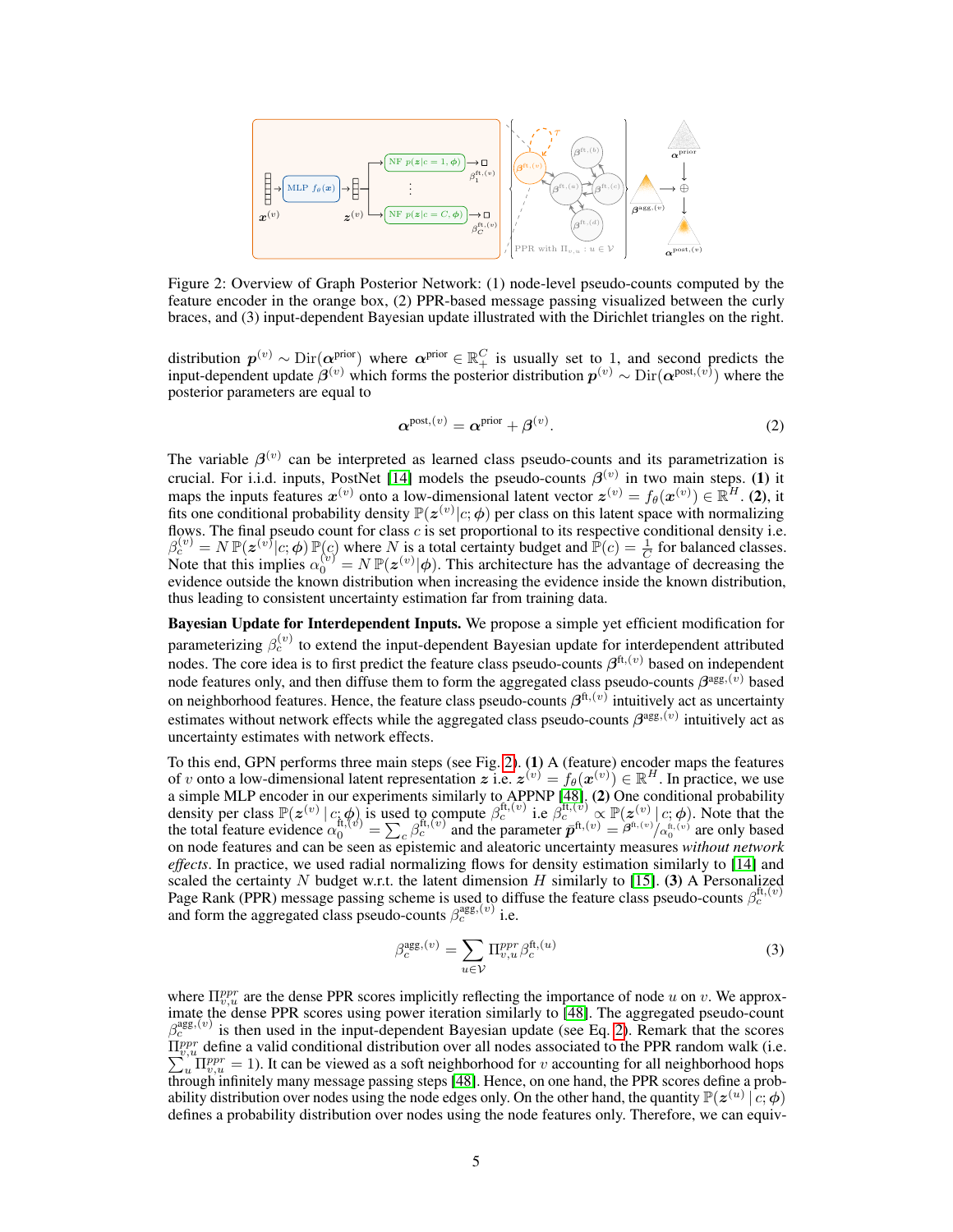Figure 2: Overview of Graph Posterior Network: (1) node-level pseudo-counts computed by the feature encoder in the orange box, (2) PPR-based message passing visualized between the curly braces, and (3) input-dependent Bayesian update illustrated with the Dirichlet triangles on the right.

distribution $\boldsymbol{p}^{(v)} \sim \text{Dir}(\boldsymbol{\alpha}^{\text{prior}})$ where $\boldsymbol{\alpha}^{\text{prior}} \in \mathbb{R}^C_+$ is usually set to 1, and second predicts the input-dependent update $\boldsymbol{\beta}^{(v)}$ which forms the posterior distribution $\boldsymbol{p}^{(v)} \sim \text{Dir}(\boldsymbol{\alpha}^{\text{post},(v)})$ where the posterior parameters are equal to

$$\boldsymbol{\alpha}^{\text{post},(v)} = \boldsymbol{\alpha}^{\text{prior}} + \boldsymbol{\beta}^{(v)}. \tag{2}$$

The variable $\boldsymbol{\beta}^{(v)}$ can be interpreted as learned class pseudo-counts and its parametrization is crucial. For i.i.d. inputs, PostNet [14] models the pseudo-counts $\boldsymbol{\beta}^{(v)}$ in two main steps. **(1)** it maps the inputs features $\boldsymbol{x}^{(v)}$ onto a low-dimensional latent vector $\boldsymbol{z}^{(v)} = f_\theta(\boldsymbol{x}^{(v)}) \in \mathbb{R}^H$. **(2)**, it fits one conditional probability density $\mathbb{P}(\boldsymbol{z}^{(v)}|c; \boldsymbol{\phi})$ per class on this latent space with normalizing flows. The final pseudo count for class $c$ is set proportional to its respective conditional density i.e. $\beta_c^{(v)} = N\,\mathbb{P}(\boldsymbol{z}^{(v)}|c; \boldsymbol{\phi})\,\mathbb{P}(c)$ where $N$ is a total certainty budget and $\mathbb{P}(c) = \frac{1}{C}$ for balanced classes. Note that this implies $\alpha_0^{(v)} = N\,\mathbb{P}(\boldsymbol{z}^{(v)}|\boldsymbol{\phi})$. This architecture has the advantage of decreasing the evidence outside the known distribution when increasing the evidence inside the known distribution, thus leading to consistent uncertainty estimation far from training data.

**Bayesian Update for Interdependent Inputs.** We propose a simple yet efficient modification for parameterizing $\beta_c^{(v)}$ to extend the input-dependent Bayesian update for interdependent attributed nodes. The core idea is to first predict the feature class pseudo-counts $\boldsymbol{\beta}^{\text{ft},(v)}$ based on independent node features only, and then diffuse them to form the aggregated class pseudo-counts $\boldsymbol{\beta}^{\text{agg},(v)}$ based on neighborhood features. Hence, the feature class pseudo-counts $\boldsymbol{\beta}^{\text{ft},(v)}$ intuitively act as uncertainty estimates without network effects while the aggregated class pseudo-counts $\boldsymbol{\beta}^{\text{agg},(v)}$ intuitively act as uncertainty estimates with network effects.

To this end, GPN performs three main steps (see Fig. 2). **(1)** A (feature) encoder maps the features of $v$ onto a low-dimensional latent representation $\boldsymbol{z}$ i.e. $\boldsymbol{z}^{(v)} = f_\theta(\boldsymbol{x}^{(v)}) \in \mathbb{R}^H$. In practice, we use a simple MLP encoder in our experiments similarly to APPNP [48]. **(2)** One conditional probability density per class $\mathbb{P}(\boldsymbol{z}^{(v)} \mid c; \boldsymbol{\phi})$ is used to compute $\beta_c^{\text{ft},(v)}$ i.e $\beta_c^{\text{ft},(v)} \propto \mathbb{P}(\boldsymbol{z}^{(v)} \mid c; \boldsymbol{\phi})$. Note that the the total feature evidence $\alpha_0^{\text{ft},(v)} = \sum_c \beta_c^{\text{ft},(v)}$ and the parameter $\bar{\boldsymbol{p}}^{\text{ft},(v)} = \boldsymbol{\beta}^{\text{ft},(v)} / \alpha_0^{\text{ft},(v)}$ are only based on node features and can be seen as epistemic and aleatoric uncertainty measures *without network effects*. In practice, we used radial normalizing flows for density estimation similarly to [14] and scaled the certainty $N$ budget w.r.t. the latent dimension $H$ similarly to [15]. **(3)** A Personalized Page Rank (PPR) message passing scheme is used to diffuse the feature class pseudo-counts $\beta_c^{\text{ft},(v)}$ and form the aggregated class pseudo-counts $\beta_c^{\text{agg},(v)}$ i.e.

$$\beta_c^{\text{agg},(v)} = \sum_{u \in \mathcal{V}} \Pi_{v,u}^{ppr} \beta_c^{\text{ft},(u)} \tag{3}$$

where $\Pi_{v,u}^{ppr}$ are the dense PPR scores implicitly reflecting the importance of node $u$ on $v$. We approximate the dense PPR scores using power iteration similarly to [48]. The aggregated pseudo-count $\beta_c^{\text{agg},(v)}$ is then used in the input-dependent Bayesian update (see Eq. 2). Remark that the scores $\Pi_{v,u}^{ppr}$ define a valid conditional distribution over all nodes associated to the PPR random walk (i.e. $\sum_u \Pi_{v,u}^{ppr} = 1$). It can be viewed as a soft neighborhood for $v$ accounting for all neighborhood hops through infinitely many message passing steps [48]. Hence, on one hand, the PPR scores define a probability distribution over nodes using the node edges only. On the other hand, the quantity $\mathbb{P}(\boldsymbol{z}^{(u)} \mid c; \boldsymbol{\phi})$ defines a probability distribution over nodes using the node features only. Therefore, we can equiv-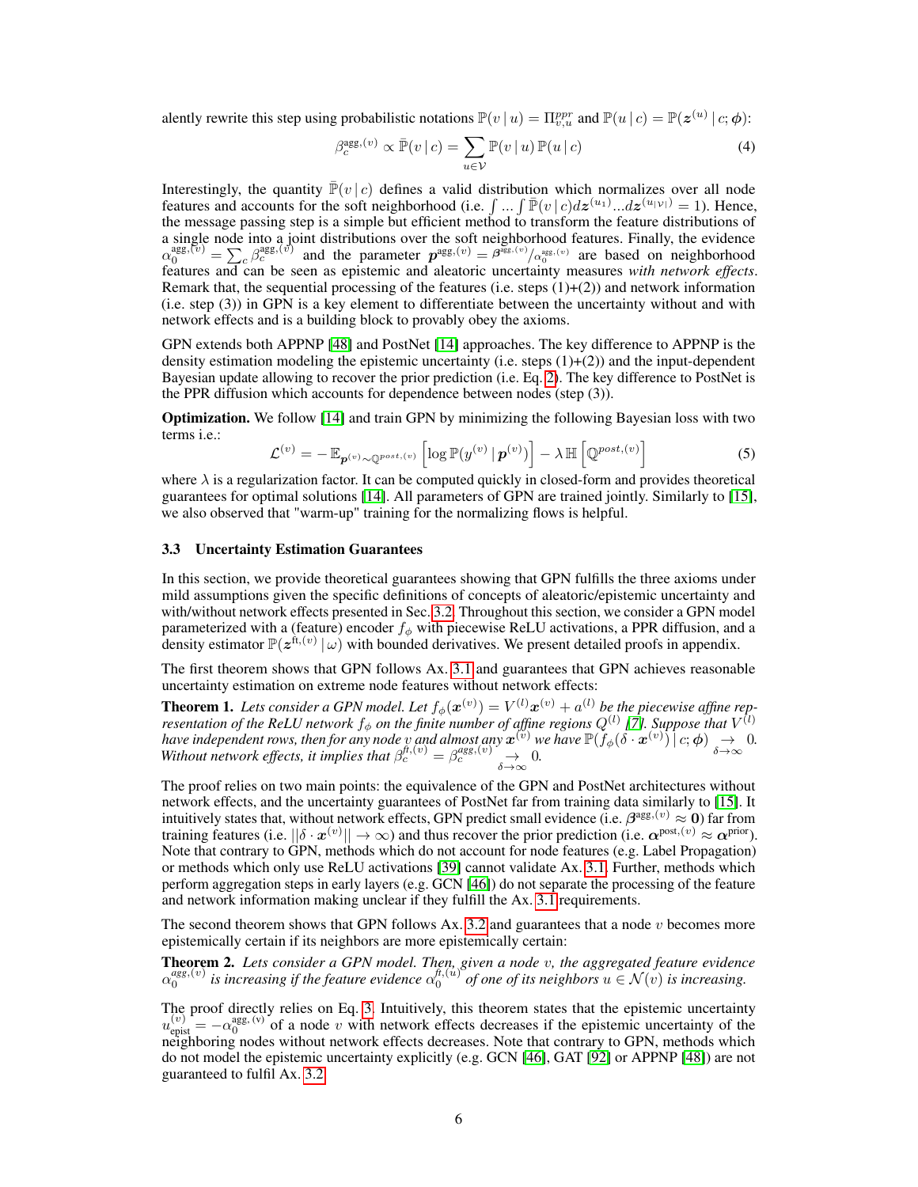alently rewrite this step using probabilistic notations $\mathbb{P}(v \mid u) = \Pi^{ppr}_{v,u}$ and $\mathbb{P}(u \mid c) = \mathbb{P}(\boldsymbol{z}^{(u)} \mid c; \boldsymbol{\phi})$:

$$\beta_c^{\text{agg},(v)} \propto \bar{\mathbb{P}}(v \mid c) = \sum_{u \in \mathcal{V}} \mathbb{P}(v \mid u) \, \mathbb{P}(u \mid c) \tag{4}$$

Interestingly, the quantity $\bar{\mathbb{P}}(v \mid c)$ defines a valid distribution which normalizes over all node features and accounts for the soft neighborhood (i.e. $\int ... \int \bar{\mathbb{P}}(v \mid c) d\boldsymbol{z}^{(u_1)} ... d\boldsymbol{z}^{(u_{|\mathcal{V}|})} = 1$). Hence, the message passing step is a simple but efficient method to transform the feature distributions of a single node into a joint distributions over the soft neighborhood features. Finally, the evidence $\alpha_0^{\text{agg},(v)} = \sum_c \beta_c^{\text{agg},(v)}$ and the parameter $\boldsymbol{p}^{\text{agg},(v)} = \boldsymbol{\beta}^{\text{agg},(v)} / \alpha_0^{\text{agg},(v)}$ are based on neighborhood features and can be seen as epistemic and aleatoric uncertainty measures *with network effects*. Remark that, the sequential processing of the features (i.e. steps (1)+(2)) and network information (i.e. step (3)) in GPN is a key element to differentiate between the uncertainty without and with network effects and is a building block to provably obey the axioms.

GPN extends both APPNP [48] and PostNet [14] approaches. The key difference to APPNP is the density estimation modeling the epistemic uncertainty (i.e. steps (1)+(2)) and the input-dependent Bayesian update allowing to recover the prior prediction (i.e. Eq. 2). The key difference to PostNet is the PPR diffusion which accounts for dependence between nodes (step (3)).

**Optimization.** We follow [14] and train GPN by minimizing the following Bayesian loss with two terms i.e.:

$$\mathcal{L}^{(v)} = -\mathbb{E}_{\boldsymbol{p}^{(v)} \sim \mathbb{Q}^{post,(v)}} \left[ \log \mathbb{P}(y^{(v)} \mid \boldsymbol{p}^{(v)}) \right] - \lambda \, \mathbb{H} \left[ \mathbb{Q}^{post,(v)} \right] \tag{5}$$

where $\lambda$ is a regularization factor. It can be computed quickly in closed-form and provides theoretical guarantees for optimal solutions [14]. All parameters of GPN are trained jointly. Similarly to [15], we also observed that "warm-up" training for the normalizing flows is helpful.

### 3.3 Uncertainty Estimation Guarantees

In this section, we provide theoretical guarantees showing that GPN fulfills the three axioms under mild assumptions given the specific definitions of concepts of aleatoric/epistemic uncertainty and with/without network effects presented in Sec. 3.2. Throughout this section, we consider a GPN model parameterized with a (feature) encoder $f_\phi$ with piecewise ReLU activations, a PPR diffusion, and a density estimator $\mathbb{P}(\boldsymbol{z}^{\text{ft},(v)} \mid \omega)$ with bounded derivatives. We present detailed proofs in appendix.

The first theorem shows that GPN follows Ax. 3.1 and guarantees that GPN achieves reasonable uncertainty estimation on extreme node features without network effects:

**Theorem 1.** *Lets consider a GPN model. Let $f_\phi(\boldsymbol{x}^{(v)}) = V^{(l)} \boldsymbol{x}^{(v)} + a^{(l)}$ be the piecewise affine representation of the ReLU network $f_\phi$ on the finite number of affine regions $Q^{(l)}$ [7]. Suppose that $V^{(l)}$ have independent rows, then for any node $v$ and almost any $\boldsymbol{x}^{(v)}$ we have $\mathbb{P}(f_\phi(\delta \cdot \boldsymbol{x}^{(v)}) \mid c; \boldsymbol{\phi}) \underset{\delta \to \infty}{\to} 0$. Without network effects, it implies that $\beta_c^{\text{ft},(v)} = \beta_c^{\text{agg},(v)} \underset{\delta \to \infty}{\to} 0$.*

The proof relies on two main points: the equivalence of the GPN and PostNet architectures without network effects, and the uncertainty guarantees of PostNet far from training data similarly to [15]. It intuitively states that, without network effects, GPN predict small evidence (i.e. $\boldsymbol{\beta}^{\text{agg},(v)} \approx \mathbf{0}$) far from training features (i.e. $||\delta \cdot \boldsymbol{x}^{(v)}|| \to \infty$) and thus recover the prior prediction (i.e. $\boldsymbol{\alpha}^{\text{post},(v)} \approx \boldsymbol{\alpha}^{\text{prior}}$). Note that contrary to GPN, methods which do not account for node features (e.g. Label Propagation) or methods which only use ReLU activations [39] cannot validate Ax. 3.1. Further, methods which perform aggregation steps in early layers (e.g. GCN [46]) do not separate the processing of the feature and network information making unclear if they fulfill the Ax. 3.1 requirements.

The second theorem shows that GPN follows Ax. 3.2 and guarantees that a node $v$ becomes more epistemically certain if its neighbors are more epistemically certain:

**Theorem 2.** *Lets consider a GPN model. Then, given a node $v$, the aggregated feature evidence $\alpha_0^{\text{agg},(v)}$ is increasing if the feature evidence $\alpha_0^{\text{ft},(u)}$ of one of its neighbors $u \in \mathcal{N}(v)$ is increasing.*

The proof directly relies on Eq. 3. Intuitively, this theorem states that the epistemic uncertainty $u_{\text{epist}}^{(v)} = -\alpha_0^{\text{agg},(v)}$ of a node $v$ with network effects decreases if the epistemic uncertainty of the neighboring nodes without network effects decreases. Note that contrary to GPN, methods which do not model the epistemic uncertainty explicitly (e.g. GCN [46], GAT [92] or APPNP [48]) are not guaranteed to fulfil Ax. 3.2.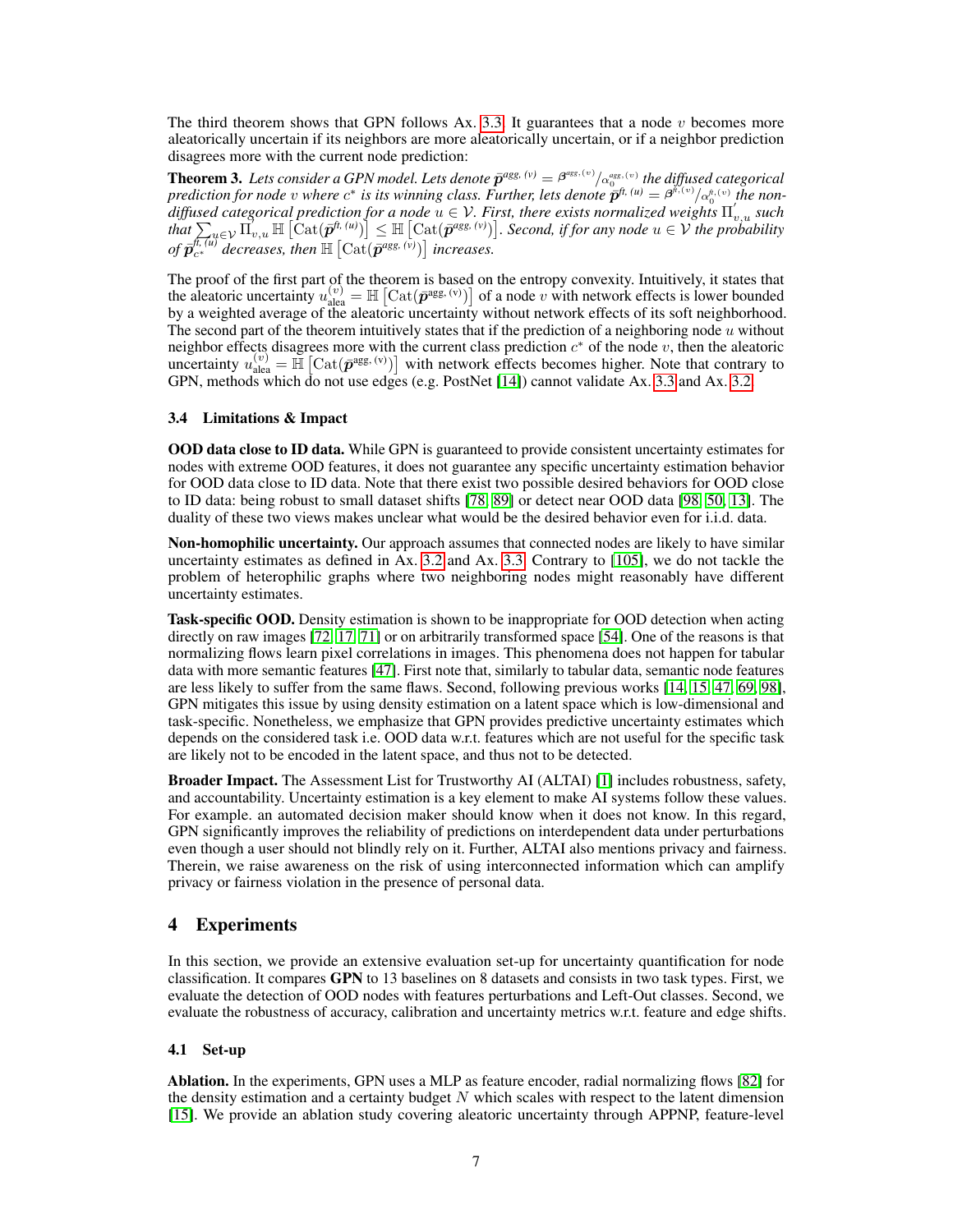The third theorem shows that GPN follows Ax. 3.3. It guarantees that a node $v$ becomes more aleatorically uncertain if its neighbors are more aleatorically uncertain, or if a neighbor prediction disagrees more with the current node prediction:

**Theorem 3.** *Lets consider a GPN model. Lets denote $\bar{\boldsymbol{p}}^{\text{agg},(v)} = \boldsymbol{\beta}^{\text{agg},(v)}/\alpha_0^{\text{agg},(v)}$ the diffused categorical prediction for node $v$ where $c^*$ is its winning class. Further, lets denote $\bar{\boldsymbol{p}}^{\text{ft},(u)} = \boldsymbol{\beta}^{\text{ft},(v)}/\alpha_0^{\text{ft},(v)}$ the non-diffused categorical prediction for a node $u \in \mathcal{V}$. First, there exists normalized weights $\Pi'_{v,u}$ such that $\sum_{u \in \mathcal{V}} \Pi'_{v,u} \, \mathbb{H}\left[\text{Cat}(\bar{\boldsymbol{p}}^{\text{ft},(u)})\right] \leq \mathbb{H}\left[\text{Cat}(\bar{\boldsymbol{p}}^{\text{agg},(v)})\right]$. Second, if for any node $u \in \mathcal{V}$ the probability of $\bar{\boldsymbol{p}}_{c^*}^{\text{ft},(u)}$ decreases, then $\mathbb{H}\left[\text{Cat}(\bar{\boldsymbol{p}}^{\text{agg},(v)})\right]$ increases.*

The proof of the first part of the theorem is based on the entropy convexity. Intuitively, it states that the aleatoric uncertainty $u_{\text{alea}}^{(v)} = \mathbb{H}\left[\text{Cat}(\bar{\boldsymbol{p}}^{\text{agg},(v)})\right]$ of a node $v$ with network effects is lower bounded by a weighted average of the aleatoric uncertainty without network effects of its soft neighborhood. The second part of the theorem intuitively states that if the prediction of a neighboring node $u$ without neighbor effects disagrees more with the current class prediction $c^*$ of the node $v$, then the aleatoric uncertainty $u_{\text{alea}}^{(v)} = \mathbb{H}\left[\text{Cat}(\bar{\boldsymbol{p}}^{\text{agg},(v)})\right]$ with network effects becomes higher. Note that contrary to GPN, methods which do not use edges (e.g. PostNet [14]) cannot validate Ax. 3.3 and Ax. 3.2.

### 3.4 Limitations & Impact

**OOD data close to ID data.** While GPN is guaranteed to provide consistent uncertainty estimates for nodes with extreme OOD features, it does not guarantee any specific uncertainty estimation behavior for OOD data close to ID data. Note that there exist two possible desired behaviors for OOD close to ID data: being robust to small dataset shifts [78, 89] or detect near OOD data [98, 50, 13]. The duality of these two views makes unclear what would be the desired behavior even for i.i.d. data.

**Non-homophilic uncertainty.** Our approach assumes that connected nodes are likely to have similar uncertainty estimates as defined in Ax. 3.2 and Ax. 3.3. Contrary to [105], we do not tackle the problem of heterophilic graphs where two neighboring nodes might reasonably have different uncertainty estimates.

**Task-specific OOD.** Density estimation is shown to be inappropriate for OOD detection when acting directly on raw images [72, 17, 71] or on arbitrarily transformed space [54]. One of the reasons is that normalizing flows learn pixel correlations in images. This phenomena does not happen for tabular data with more semantic features [47]. First note that, similarly to tabular data, semantic node features are less likely to suffer from the same flaws. Second, following previous works [14, 15, 47, 69, 98], GPN mitigates this issue by using density estimation on a latent space which is low-dimensional and task-specific. Nonetheless, we emphasize that GPN provides predictive uncertainty estimates which depends on the considered task i.e. OOD data w.r.t. features which are not useful for the specific task are likely not to be encoded in the latent space, and thus not to be detected.

**Broader Impact.** The Assessment List for Trustworthy AI (ALTAI) [1] includes robustness, safety, and accountability. Uncertainty estimation is a key element to make AI systems follow these values. For example. an automated decision maker should know when it does not know. In this regard, GPN significantly improves the reliability of predictions on interdependent data under perturbations even though a user should not blindly rely on it. Further, ALTAI also mentions privacy and fairness. Therein, we raise awareness on the risk of using interconnected information which can amplify privacy or fairness violation in the presence of personal data.

## 4 Experiments

In this section, we provide an extensive evaluation set-up for uncertainty quantification for node classification. It compares **GPN** to 13 baselines on 8 datasets and consists in two task types. First, we evaluate the detection of OOD nodes with features perturbations and Left-Out classes. Second, we evaluate the robustness of accuracy, calibration and uncertainty metrics w.r.t. feature and edge shifts.

### 4.1 Set-up

**Ablation.** In the experiments, GPN uses a MLP as feature encoder, radial normalizing flows [82] for the density estimation and a certainty budget $N$ which scales with respect to the latent dimension [15]. We provide an ablation study covering aleatoric uncertainty through APPNP, feature-level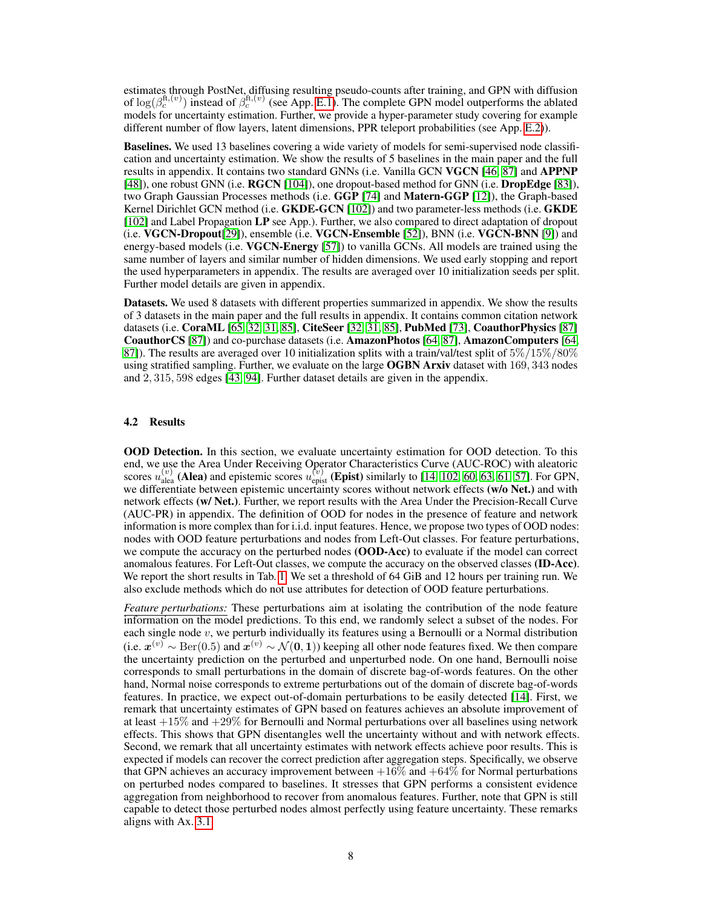estimates through PostNet, diffusing resulting pseudo-counts after training, and GPN with diffusion of $\log(\beta_c^{\text{ft},(v)})$ instead of $\beta_c^{\text{ft},(v)}$ (see App. E.1). The complete GPN model outperforms the ablated models for uncertainty estimation. Further, we provide a hyper-parameter study covering for example different number of flow layers, latent dimensions, PPR teleport probabilities (see App. E.2)).

**Baselines.** We used 13 baselines covering a wide variety of models for semi-supervised node classification and uncertainty estimation. We show the results of 5 baselines in the main paper and the full results in appendix. It contains two standard GNNs (i.e. Vanilla GCN **VGCN** [46, 87] and **APPNP** [48]), one robust GNN (i.e. **RGCN** [104]), one dropout-based method for GNN (i.e. **DropEdge** [83]), two Graph Gaussian Processes methods (i.e. **GGP** [74] and **Matern-GGP** [12]), the Graph-based Kernel Dirichlet GCN method (i.e. **GKDE-GCN** [102]) and two parameter-less methods (i.e. **GKDE** [102] and Label Propagation **LP** see App.). Further, we also compared to direct adaptation of dropout (i.e. **VGCN-Dropout**[29]), ensemble (i.e. **VGCN-Ensemble** [52]), BNN (i.e. **VGCN-BNN** [9]) and energy-based models (i.e. **VGCN-Energy** [57]) to vanilla GCNs. All models are trained using the same number of layers and similar number of hidden dimensions. We used early stopping and report the used hyperparameters in appendix. The results are averaged over 10 initialization seeds per split. Further model details are given in appendix.

**Datasets.** We used 8 datasets with different properties summarized in appendix. We show the results of 3 datasets in the main paper and the full results in appendix. It contains common citation network datasets (i.e. **CoraML** [65, 32, 31, 85], **CiteSeer** [32, 31, 85], **PubMed** [73], **CoauthorPhysics** [87] **CoauthorCS** [87]) and co-purchase datasets (i.e. **AmazonPhotos** [64, 87], **AmazonComputers** [64, 87]). The results are averaged over 10 initialization splits with a train/val/test split of $5\%/15\%/80\%$ using stratified sampling. Further, we evaluate on the large **OGBN Arxiv** dataset with $169,343$ nodes and $2,315,598$ edges [43, 94]. Further dataset details are given in the appendix.

### 4.2 Results

**OOD Detection.** In this section, we evaluate uncertainty estimation for OOD detection. To this end, we use the Area Under Receiving Operator Characteristics Curve (AUC-ROC) with aleatoric scores $u_{\text{alea}}^{(v)}$ **(Alea)** and epistemic scores $u_{\text{epist}}^{(v)}$ **(Epist)** similarly to [14, 102, 60, 63, 61, 57]. For GPN, we differentiate between epistemic uncertainty scores without network effects **(w/o Net.)** and with network effects **(w/ Net.)**. Further, we report results with the Area Under the Precision-Recall Curve (AUC-PR) in appendix. The definition of OOD for nodes in the presence of feature and network information is more complex than for i.i.d. input features. Hence, we propose two types of OOD nodes: nodes with OOD feature perturbations and nodes from Left-Out classes. For feature perturbations, we compute the accuracy on the perturbed nodes **(OOD-Acc)** to evaluate if the model can correct anomalous features. For Left-Out classes, we compute the accuracy on the observed classes **(ID-Acc)**. We report the short results in Tab. 1. We set a threshold of 64 GiB and 12 hours per training run. We also exclude methods which do not use attributes for detection of OOD feature perturbations.

*Feature perturbations:* These perturbations aim at isolating the contribution of the node feature information on the model predictions. To this end, we randomly select a subset of the nodes. For each single node $v$, we perturb individually its features using a Bernoulli or a Normal distribution (i.e. $\boldsymbol{x}^{(v)} \sim \text{Ber}(0.5)$ and $\boldsymbol{x}^{(v)} \sim \mathcal{N}(\mathbf{0}, \mathbf{1})$) keeping all other node features fixed. We then compare the uncertainty prediction on the perturbed and unperturbed node. On one hand, Bernoulli noise corresponds to small perturbations in the domain of discrete bag-of-words features. On the other hand, Normal noise corresponds to extreme perturbations out of the domain of discrete bag-of-words features. In practice, we expect out-of-domain perturbations to be easily detected [14]. First, we remark that uncertainty estimates of GPN based on features achieves an absolute improvement of at least $+15\%$ and $+29\%$ for Bernoulli and Normal perturbations over all baselines using network effects. This shows that GPN disentangles well the uncertainty without and with network effects. Second, we remark that all uncertainty estimates with network effects achieve poor results. This is expected if models can recover the correct prediction after aggregation steps. Specifically, we observe that GPN achieves an accuracy improvement between $+16\%$ and $+64\%$ for Normal perturbations on perturbed nodes compared to baselines. It stresses that GPN performs a consistent evidence aggregation from neighborhood to recover from anomalous features. Further, note that GPN is still capable to detect those perturbed nodes almost perfectly using feature uncertainty. These remarks aligns with Ax. 3.1.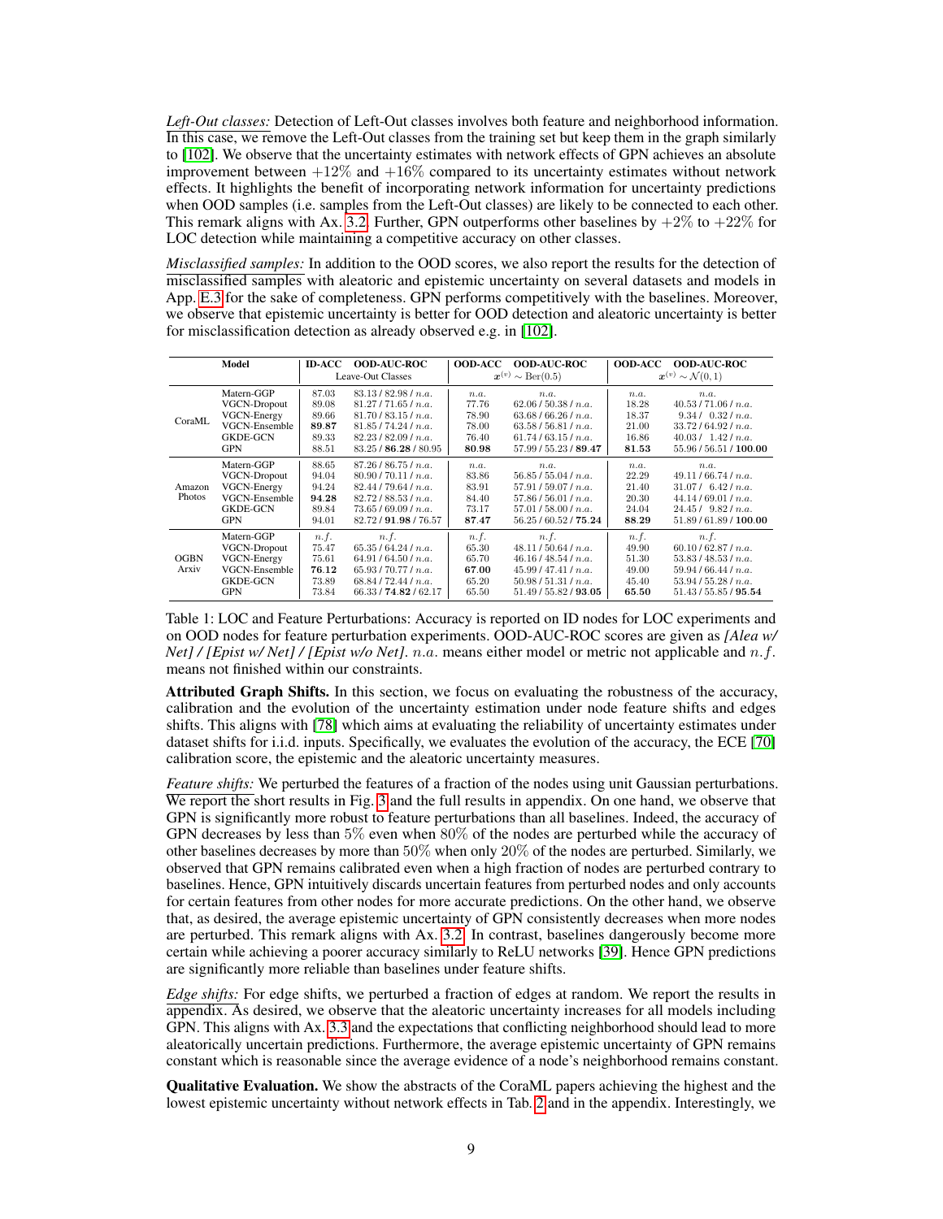*Left-Out classes:* Detection of Left-Out classes involves both feature and neighborhood information. In this case, we remove the Left-Out classes from the training set but keep them in the graph similarly to [102]. We observe that the uncertainty estimates with network effects of GPN achieves an absolute improvement between $+12\%$ and $+16\%$ compared to its uncertainty estimates without network effects. It highlights the benefit of incorporating network information for uncertainty predictions when OOD samples (i.e. samples from the Left-Out classes) are likely to be connected to each other. This remark aligns with Ax. 3.2. Further, GPN outperforms other baselines by $+2\%$ to $+22\%$ for LOC detection while maintaining a competitive accuracy on other classes.

*Misclassified samples:* In addition to the OOD scores, we also report the results for the detection of misclassified samples with aleatoric and epistemic uncertainty on several datasets and models in App. E.3 for the sake of completeness. GPN performs competitively with the baselines. Moreover, we observe that epistemic uncertainty is better for OOD detection and aleatoric uncertainty is better for misclassification detection as already observed e.g. in [102].

| | Model | ID-ACC | OOD-AUC-ROC | OOD-ACC | OOD-AUC-ROC | OOD-ACC | OOD-AUC-ROC |
|---|---|---|---|---|---|---|---|
| | | Leave-Out Classes | | $\boldsymbol{x}^{(v)} \sim \text{Ber}(0.5)$ | | $\boldsymbol{x}^{(v)} \sim \mathcal{N}(0, 1)$ | |
| CoraML | Matern-GGP | 87.03 | 83.13 / 82.98 / $n.a.$ | $n.a.$ | $n.a.$ | $n.a.$ | $n.a.$ |
| | VGCN-Dropout | 89.08 | 81.27 / 71.65 / $n.a.$ | 77.76 | 62.06 / 50.38 / $n.a.$ | 18.28 | 40.53 / 71.06 / $n.a.$ |
| | VGCN-Energy | 89.66 | 81.70 / 83.15 / $n.a.$ | 78.90 | 63.68 / 66.26 / $n.a.$ | 18.37 | 9.34 / 0.32 / $n.a.$ |
| | VGCN-Ensemble | **89.87** | 81.85 / 74.24 / $n.a.$ | 78.00 | 63.58 / 56.81 / $n.a.$ | 21.00 | 33.72 / 64.92 / $n.a.$ |
| | GKDE-GCN | 89.33 | 82.23 / 82.09 / $n.a.$ | 76.40 | 61.74 / 63.15 / $n.a.$ | 16.86 | 40.03 / 1.42 / $n.a.$ |
| | GPN | 88.51 | 83.25 / **86.28** / 80.95 | **80.98** | 57.99 / 55.23 / **89.47** | **81.53** | 55.96 / 56.51 / **100.00** |
| Amazon Photos | Matern-GGP | 88.65 | 87.26 / 86.75 / $n.a.$ | $n.a.$ | $n.a.$ | $n.a.$ | $n.a.$ |
| | VGCN-Dropout | 94.04 | 80.90 / 70.11 / $n.a.$ | 83.86 | 56.85 / 55.04 / $n.a.$ | 22.29 | 49.11 / 66.74 / $n.a.$ |
| | VGCN-Energy | 94.24 | 82.44 / 79.64 / $n.a.$ | 83.91 | 57.91 / 59.07 / $n.a.$ | 21.40 | 31.07 / 6.42 / $n.a.$ |
| | VGCN-Ensemble | **94.28** | 82.72 / 88.53 / $n.a.$ | 84.40 | 57.86 / 56.01 / $n.a.$ | 20.30 | 44.14 / 69.01 / $n.a.$ |
| | GKDE-GCN | 89.84 | 73.65 / 69.09 / $n.a.$ | 73.17 | 57.01 / 58.00 / $n.a.$ | 24.04 | 24.45 / 9.82 / $n.a.$ |
| | GPN | 94.01 | 82.72 / **91.98** / 76.57 | **87.47** | 56.25 / 60.52 / **75.24** | **88.29** | 51.89 / 61.89 / **100.00** |
| OGBN Arxiv | Matern-GGP | $n.f.$ | $n.f.$ | $n.f.$ | $n.f.$ | $n.f.$ | $n.f.$ |
| | VGCN-Dropout | 75.47 | 65.35 / 64.24 / $n.a.$ | 65.30 | 48.11 / 50.64 / $n.a.$ | 49.90 | 60.10 / 62.87 / $n.a.$ |
| | VGCN-Energy | 75.61 | 64.91 / 64.50 / $n.a.$ | 65.70 | 46.16 / 48.54 / $n.a.$ | 51.30 | 53.83 / 48.53 / $n.a.$ |
| | VGCN-Ensemble | **76.12** | 65.93 / 70.77 / $n.a.$ | **67.00** | 45.99 / 47.41 / $n.a.$ | 49.00 | 59.94 / 66.44 / $n.a.$ |
| | GKDE-GCN | 73.89 | 68.84 / 72.44 / $n.a.$ | 65.20 | 50.98 / 51.31 / $n.a.$ | 45.40 | 53.94 / 55.28 / $n.a.$ |
| | GPN | 73.84 | 66.33 / **74.82** / 62.17 | 65.50 | 51.49 / 55.82 / **93.05** | **65.50** | 51.43 / 55.85 / **95.54** |

Table 1: LOC and Feature Perturbations: Accuracy is reported on ID nodes for LOC experiments and on OOD nodes for feature perturbation experiments. OOD-AUC-ROC scores are given as *[Alea w/ Net] / [Epist w/ Net] / [Epist w/o Net]*. $n.a.$ means either model or metric not applicable and $n.f.$ means not finished within our constraints.

**Attributed Graph Shifts.** In this section, we focus on evaluating the robustness of the accuracy, calibration and the evolution of the uncertainty estimation under node feature shifts and edges shifts. This aligns with [78] which aims at evaluating the reliability of uncertainty estimates under dataset shifts for i.i.d. inputs. Specifically, we evaluates the evolution of the accuracy, the ECE [70] calibration score, the epistemic and the aleatoric uncertainty measures.

*Feature shifts:* We perturbed the features of a fraction of the nodes using unit Gaussian perturbations. We report the short results in Fig. 3 and the full results in appendix. On one hand, we observe that GPN is significantly more robust to feature perturbations than all baselines. Indeed, the accuracy of GPN decreases by less than $5\%$ even when $80\%$ of the nodes are perturbed while the accuracy of other baselines decreases by more than $50\%$ when only $20\%$ of the nodes are perturbed. Similarly, we observed that GPN remains calibrated even when a high fraction of nodes are perturbed contrary to baselines. Hence, GPN intuitively discards uncertain features from perturbed nodes and only accounts for certain features from other nodes for more accurate predictions. On the other hand, we observe that, as desired, the average epistemic uncertainty of GPN consistently decreases when more nodes are perturbed. This remark aligns with Ax. 3.2. In contrast, baselines dangerously become more certain while achieving a poorer accuracy similarly to ReLU networks [39]. Hence GPN predictions are significantly more reliable than baselines under feature shifts.

*Edge shifts:* For edge shifts, we perturbed a fraction of edges at random. We report the results in appendix. As desired, we observe that the aleatoric uncertainty increases for all models including GPN. This aligns with Ax. 3.3 and the expectations that conflicting neighborhood should lead to more aleatorically uncertain predictions. Furthermore, the average epistemic uncertainty of GPN remains constant which is reasonable since the average evidence of a node's neighborhood remains constant.

**Qualitative Evaluation.** We show the abstracts of the CoraML papers achieving the highest and the lowest epistemic uncertainty without network effects in Tab. 2 and in the appendix. Interestingly, we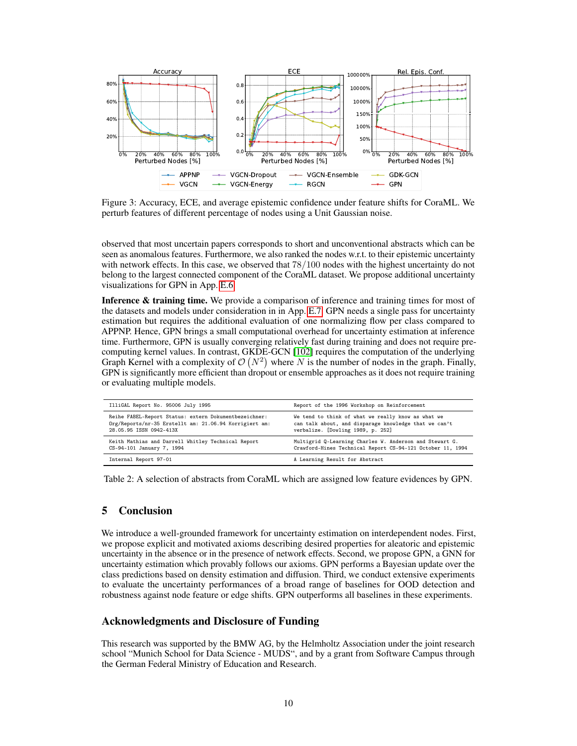Figure 3: Accuracy, ECE, and average epistemic confidence under feature shifts for CoraML. We perturb features of different percentage of nodes using a Unit Gaussian noise.

observed that most uncertain papers corresponds to short and unconventional abstracts which can be seen as anomalous features. Furthermore, we also ranked the nodes w.r.t. to their epistemic uncertainty with network effects. In this case, we observed that $78/100$ nodes with the highest uncertainty do not belong to the largest connected component of the CoraML dataset. We propose additional uncertainty visualizations for GPN in App. E.6.

**Inference & training time.** We provide a comparison of inference and training times for most of the datasets and models under consideration in in App. E.7. GPN needs a single pass for uncertainty estimation but requires the additional evaluation of one normalizing flow per class compared to APPNP. Hence, GPN brings a small computational overhead for uncertainty estimation at inference time. Furthermore, GPN is usually converging relatively fast during training and does not require pre-computing kernel values. In contrast, GKDE-GCN [102] requires the computation of the underlying Graph Kernel with a complexity of $\mathcal{O}\left(N^2\right)$ where $N$ is the number of nodes in the graph. Finally, GPN is significantly more efficient than dropout or ensemble approaches as it does not require training or evaluating multiple models.

| | |
|---|---|
| IlliGAL Report No. 95006 July 1995 | Report of the 1996 Workshop on Reinforcement |
| Reihe FABEL-Report Status: extern Dokumentbezeichner: Org/Reports/nr-35 Erstellt am: 21.06.94 Korrigiert am: 28.05.95 ISSN 0942-413X | We tend to think of what we really know as what we can talk about, and disparage knowledge that we can't verbalize. [Dowling 1989, p. 252] |
| Keith Mathias and Darrell Whitley Technical Report CS-94-101 January 7, 1994 | Multigrid Q-Learning Charles W. Anderson and Stewart G. Crawford-Hines Technical Report CS-94-121 October 11, 1994 |
| Internal Report 97-01 | A Learning Result for Abstract |

Table 2: A selection of abstracts from CoraML which are assigned low feature evidences by GPN.

## 5 Conclusion

We introduce a well-grounded framework for uncertainty estimation on interdependent nodes. First, we propose explicit and motivated axioms describing desired properties for aleatoric and epistemic uncertainty in the absence or in the presence of network effects. Second, we propose GPN, a GNN for uncertainty estimation which provably follows our axioms. GPN performs a Bayesian update over the class predictions based on density estimation and diffusion. Third, we conduct extensive experiments to evaluate the uncertainty performances of a broad range of baselines for OOD detection and robustness against node feature or edge shifts. GPN outperforms all baselines in these experiments.

## Acknowledgments and Disclosure of Funding

This research was supported by the BMW AG, by the Helmholtz Association under the joint research school "Munich School for Data Science - MUDS", and by a grant from Software Campus through the German Federal Ministry of Education and Research.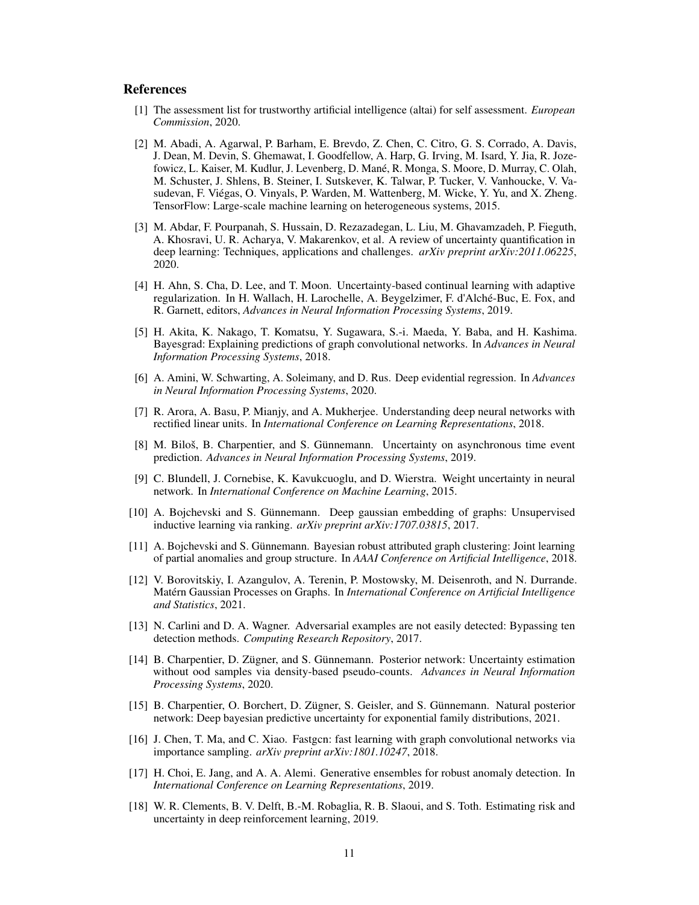## References

[1] The assessment list for trustworthy artificial intelligence (altai) for self assessment. *European Commission*, 2020.

[2] M. Abadi, A. Agarwal, P. Barham, E. Brevdo, Z. Chen, C. Citro, G. S. Corrado, A. Davis, J. Dean, M. Devin, S. Ghemawat, I. Goodfellow, A. Harp, G. Irving, M. Isard, Y. Jia, R. Jozefowicz, L. Kaiser, M. Kudlur, J. Levenberg, D. Mané, R. Monga, S. Moore, D. Murray, C. Olah, M. Schuster, J. Shlens, B. Steiner, I. Sutskever, K. Talwar, P. Tucker, V. Vanhoucke, V. Vasudevan, F. Viégas, O. Vinyals, P. Warden, M. Wattenberg, M. Wicke, Y. Yu, and X. Zheng. TensorFlow: Large-scale machine learning on heterogeneous systems, 2015.

[3] M. Abdar, F. Pourpanah, S. Hussain, D. Rezazadegan, L. Liu, M. Ghavamzadeh, P. Fieguth, A. Khosravi, U. R. Acharya, V. Makarenkov, et al. A review of uncertainty quantification in deep learning: Techniques, applications and challenges. *arXiv preprint arXiv:2011.06225*, 2020.

[4] H. Ahn, S. Cha, D. Lee, and T. Moon. Uncertainty-based continual learning with adaptive regularization. In H. Wallach, H. Larochelle, A. Beygelzimer, F. d'Alché-Buc, E. Fox, and R. Garnett, editors, *Advances in Neural Information Processing Systems*, 2019.

[5] H. Akita, K. Nakago, T. Komatsu, Y. Sugawara, S.-i. Maeda, Y. Baba, and H. Kashima. Bayesgrad: Explaining predictions of graph convolutional networks. In *Advances in Neural Information Processing Systems*, 2018.

[6] A. Amini, W. Schwarting, A. Soleimany, and D. Rus. Deep evidential regression. In *Advances in Neural Information Processing Systems*, 2020.

[7] R. Arora, A. Basu, P. Mianjy, and A. Mukherjee. Understanding deep neural networks with rectified linear units. In *International Conference on Learning Representations*, 2018.

[8] M. Biloš, B. Charpentier, and S. Günnemann. Uncertainty on asynchronous time event prediction. *Advances in Neural Information Processing Systems*, 2019.

[9] C. Blundell, J. Cornebise, K. Kavukcuoglu, and D. Wierstra. Weight uncertainty in neural network. In *International Conference on Machine Learning*, 2015.

[10] A. Bojchevski and S. Günnemann. Deep gaussian embedding of graphs: Unsupervised inductive learning via ranking. *arXiv preprint arXiv:1707.03815*, 2017.

[11] A. Bojchevski and S. Günnemann. Bayesian robust attributed graph clustering: Joint learning of partial anomalies and group structure. In *AAAI Conference on Artificial Intelligence*, 2018.

[12] V. Borovitskiy, I. Azangulov, A. Terenin, P. Mostowsky, M. Deisenroth, and N. Durrande. Matérn Gaussian Processes on Graphs. In *International Conference on Artificial Intelligence and Statistics*, 2021.

[13] N. Carlini and D. A. Wagner. Adversarial examples are not easily detected: Bypassing ten detection methods. *Computing Research Repository*, 2017.

[14] B. Charpentier, D. Zügner, and S. Günnemann. Posterior network: Uncertainty estimation without ood samples via density-based pseudo-counts. *Advances in Neural Information Processing Systems*, 2020.

[15] B. Charpentier, O. Borchert, D. Zügner, S. Geisler, and S. Günnemann. Natural posterior network: Deep bayesian predictive uncertainty for exponential family distributions, 2021.

[16] J. Chen, T. Ma, and C. Xiao. Fastgcn: fast learning with graph convolutional networks via importance sampling. *arXiv preprint arXiv:1801.10247*, 2018.

[17] H. Choi, E. Jang, and A. A. Alemi. Generative ensembles for robust anomaly detection. In *International Conference on Learning Representations*, 2019.

[18] W. R. Clements, B. V. Delft, B.-M. Robaglia, R. B. Slaoui, and S. Toth. Estimating risk and uncertainty in deep reinforcement learning, 2019.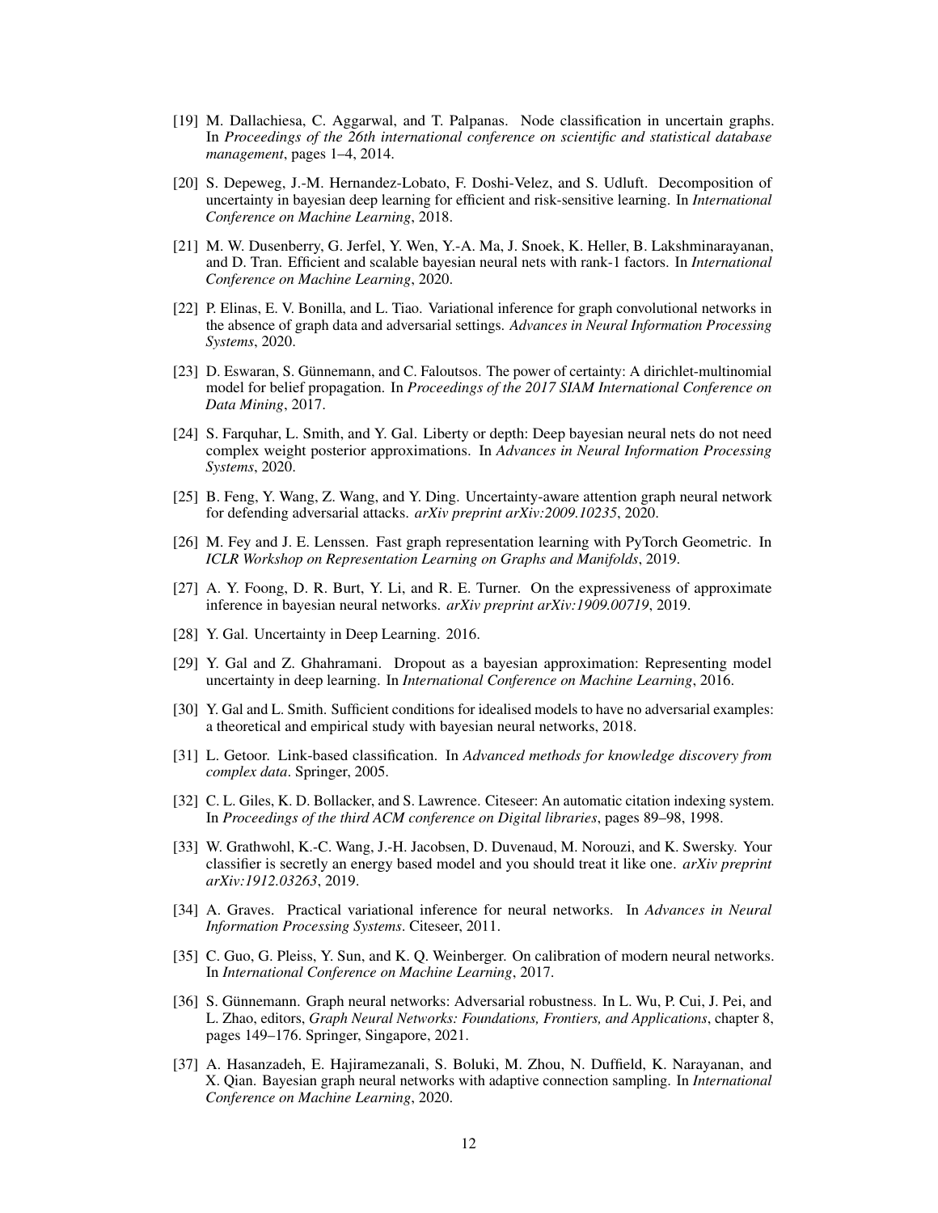- [19] M. Dallachiesa, C. Aggarwal, and T. Palpanas. Node classification in uncertain graphs. In *Proceedings of the 26th international conference on scientific and statistical database management*, pages 1–4, 2014.
- [20] S. Depeweg, J.-M. Hernandez-Lobato, F. Doshi-Velez, and S. Udluft. Decomposition of uncertainty in bayesian deep learning for efficient and risk-sensitive learning. In *International Conference on Machine Learning*, 2018.
- [21] M. W. Dusenberry, G. Jerfel, Y. Wen, Y.-A. Ma, J. Snoek, K. Heller, B. Lakshminarayanan, and D. Tran. Efficient and scalable bayesian neural nets with rank-1 factors. In *International Conference on Machine Learning*, 2020.
- [22] P. Elinas, E. V. Bonilla, and L. Tiao. Variational inference for graph convolutional networks in the absence of graph data and adversarial settings. *Advances in Neural Information Processing Systems*, 2020.
- [23] D. Eswaran, S. Günnemann, and C. Faloutsos. The power of certainty: A dirichlet-multinomial model for belief propagation. In *Proceedings of the 2017 SIAM International Conference on Data Mining*, 2017.
- [24] S. Farquhar, L. Smith, and Y. Gal. Liberty or depth: Deep bayesian neural nets do not need complex weight posterior approximations. In *Advances in Neural Information Processing Systems*, 2020.
- [25] B. Feng, Y. Wang, Z. Wang, and Y. Ding. Uncertainty-aware attention graph neural network for defending adversarial attacks. *arXiv preprint arXiv:2009.10235*, 2020.
- [26] M. Fey and J. E. Lenssen. Fast graph representation learning with PyTorch Geometric. In *ICLR Workshop on Representation Learning on Graphs and Manifolds*, 2019.
- [27] A. Y. Foong, D. R. Burt, Y. Li, and R. E. Turner. On the expressiveness of approximate inference in bayesian neural networks. *arXiv preprint arXiv:1909.00719*, 2019.
- [28] Y. Gal. Uncertainty in Deep Learning. 2016.
- [29] Y. Gal and Z. Ghahramani. Dropout as a bayesian approximation: Representing model uncertainty in deep learning. In *International Conference on Machine Learning*, 2016.
- [30] Y. Gal and L. Smith. Sufficient conditions for idealised models to have no adversarial examples: a theoretical and empirical study with bayesian neural networks, 2018.
- [31] L. Getoor. Link-based classification. In *Advanced methods for knowledge discovery from complex data*. Springer, 2005.
- [32] C. L. Giles, K. D. Bollacker, and S. Lawrence. Citeseer: An automatic citation indexing system. In *Proceedings of the third ACM conference on Digital libraries*, pages 89–98, 1998.
- [33] W. Grathwohl, K.-C. Wang, J.-H. Jacobsen, D. Duvenaud, M. Norouzi, and K. Swersky. Your classifier is secretly an energy based model and you should treat it like one. *arXiv preprint arXiv:1912.03263*, 2019.
- [34] A. Graves. Practical variational inference for neural networks. In *Advances in Neural Information Processing Systems*. Citeseer, 2011.
- [35] C. Guo, G. Pleiss, Y. Sun, and K. Q. Weinberger. On calibration of modern neural networks. In *International Conference on Machine Learning*, 2017.
- [36] S. Günnemann. Graph neural networks: Adversarial robustness. In L. Wu, P. Cui, J. Pei, and L. Zhao, editors, *Graph Neural Networks: Foundations, Frontiers, and Applications*, chapter 8, pages 149–176. Springer, Singapore, 2021.
- [37] A. Hasanzadeh, E. Hajiramezanali, S. Boluki, M. Zhou, N. Duffield, K. Narayanan, and X. Qian. Bayesian graph neural networks with adaptive connection sampling. In *International Conference on Machine Learning*, 2020.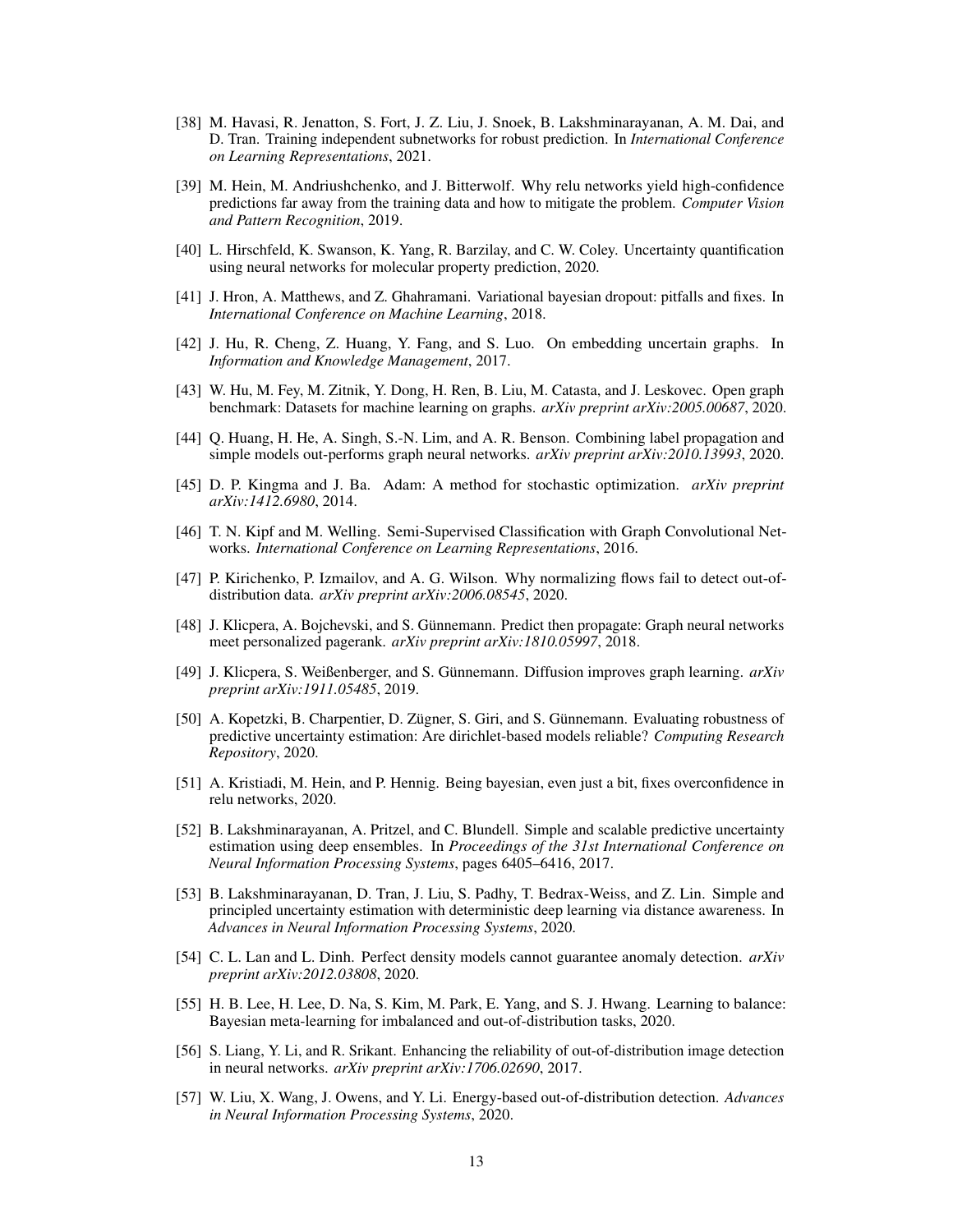[38] M. Havasi, R. Jenatton, S. Fort, J. Z. Liu, J. Snoek, B. Lakshminarayanan, A. M. Dai, and D. Tran. Training independent subnetworks for robust prediction. In *International Conference on Learning Representations*, 2021.

[39] M. Hein, M. Andriushchenko, and J. Bitterwolf. Why relu networks yield high-confidence predictions far away from the training data and how to mitigate the problem. *Computer Vision and Pattern Recognition*, 2019.

[40] L. Hirschfeld, K. Swanson, K. Yang, R. Barzilay, and C. W. Coley. Uncertainty quantification using neural networks for molecular property prediction, 2020.

[41] J. Hron, A. Matthews, and Z. Ghahramani. Variational bayesian dropout: pitfalls and fixes. In *International Conference on Machine Learning*, 2018.

[42] J. Hu, R. Cheng, Z. Huang, Y. Fang, and S. Luo. On embedding uncertain graphs. In *Information and Knowledge Management*, 2017.

[43] W. Hu, M. Fey, M. Zitnik, Y. Dong, H. Ren, B. Liu, M. Catasta, and J. Leskovec. Open graph benchmark: Datasets for machine learning on graphs. *arXiv preprint arXiv:2005.00687*, 2020.

[44] Q. Huang, H. He, A. Singh, S.-N. Lim, and A. R. Benson. Combining label propagation and simple models out-performs graph neural networks. *arXiv preprint arXiv:2010.13993*, 2020.

[45] D. P. Kingma and J. Ba. Adam: A method for stochastic optimization. *arXiv preprint arXiv:1412.6980*, 2014.

[46] T. N. Kipf and M. Welling. Semi-Supervised Classification with Graph Convolutional Networks. *International Conference on Learning Representations*, 2016.

[47] P. Kirichenko, P. Izmailov, and A. G. Wilson. Why normalizing flows fail to detect out-of-distribution data. *arXiv preprint arXiv:2006.08545*, 2020.

[48] J. Klicpera, A. Bojchevski, and S. Günnemann. Predict then propagate: Graph neural networks meet personalized pagerank. *arXiv preprint arXiv:1810.05997*, 2018.

[49] J. Klicpera, S. Weißenberger, and S. Günnemann. Diffusion improves graph learning. *arXiv preprint arXiv:1911.05485*, 2019.

[50] A. Kopetzki, B. Charpentier, D. Zügner, S. Giri, and S. Günnemann. Evaluating robustness of predictive uncertainty estimation: Are dirichlet-based models reliable? *Computing Research Repository*, 2020.

[51] A. Kristiadi, M. Hein, and P. Hennig. Being bayesian, even just a bit, fixes overconfidence in relu networks, 2020.

[52] B. Lakshminarayanan, A. Pritzel, and C. Blundell. Simple and scalable predictive uncertainty estimation using deep ensembles. In *Proceedings of the 31st International Conference on Neural Information Processing Systems*, pages 6405–6416, 2017.

[53] B. Lakshminarayanan, D. Tran, J. Liu, S. Padhy, T. Bedrax-Weiss, and Z. Lin. Simple and principled uncertainty estimation with deterministic deep learning via distance awareness. In *Advances in Neural Information Processing Systems*, 2020.

[54] C. L. Lan and L. Dinh. Perfect density models cannot guarantee anomaly detection. *arXiv preprint arXiv:2012.03808*, 2020.

[55] H. B. Lee, H. Lee, D. Na, S. Kim, M. Park, E. Yang, and S. J. Hwang. Learning to balance: Bayesian meta-learning for imbalanced and out-of-distribution tasks, 2020.

[56] S. Liang, Y. Li, and R. Srikant. Enhancing the reliability of out-of-distribution image detection in neural networks. *arXiv preprint arXiv:1706.02690*, 2017.

[57] W. Liu, X. Wang, J. Owens, and Y. Li. Energy-based out-of-distribution detection. *Advances in Neural Information Processing Systems*, 2020.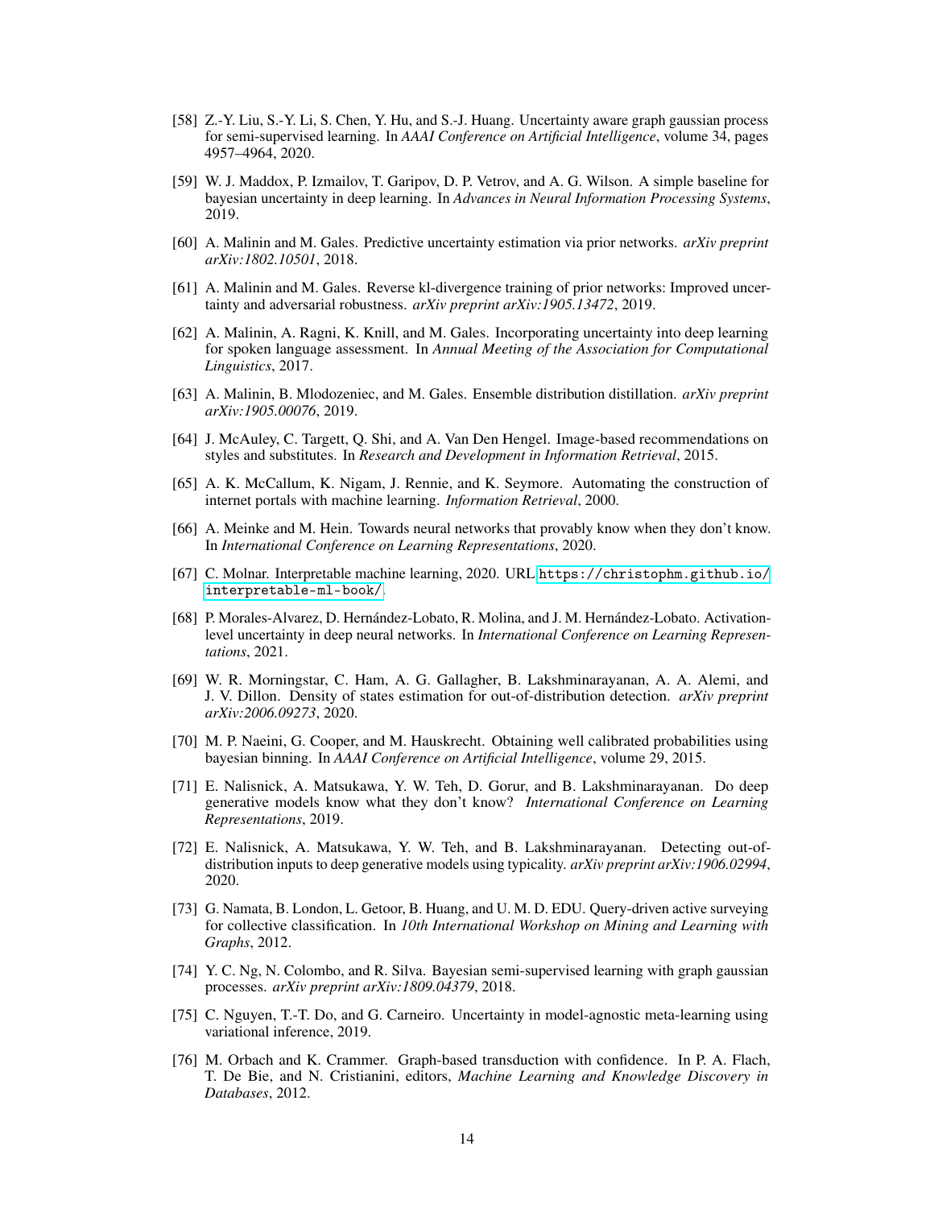[58] Z.-Y. Liu, S.-Y. Li, S. Chen, Y. Hu, and S.-J. Huang. Uncertainty aware graph gaussian process for semi-supervised learning. In *AAAI Conference on Artificial Intelligence*, volume 34, pages 4957–4964, 2020.

[59] W. J. Maddox, P. Izmailov, T. Garipov, D. P. Vetrov, and A. G. Wilson. A simple baseline for bayesian uncertainty in deep learning. In *Advances in Neural Information Processing Systems*, 2019.

[60] A. Malinin and M. Gales. Predictive uncertainty estimation via prior networks. *arXiv preprint arXiv:1802.10501*, 2018.

[61] A. Malinin and M. Gales. Reverse kl-divergence training of prior networks: Improved uncertainty and adversarial robustness. *arXiv preprint arXiv:1905.13472*, 2019.

[62] A. Malinin, A. Ragni, K. Knill, and M. Gales. Incorporating uncertainty into deep learning for spoken language assessment. In *Annual Meeting of the Association for Computational Linguistics*, 2017.

[63] A. Malinin, B. Mlodozeniec, and M. Gales. Ensemble distribution distillation. *arXiv preprint arXiv:1905.00076*, 2019.

[64] J. McAuley, C. Targett, Q. Shi, and A. Van Den Hengel. Image-based recommendations on styles and substitutes. In *Research and Development in Information Retrieval*, 2015.

[65] A. K. McCallum, K. Nigam, J. Rennie, and K. Seymore. Automating the construction of internet portals with machine learning. *Information Retrieval*, 2000.

[66] A. Meinke and M. Hein. Towards neural networks that provably know when they don't know. In *International Conference on Learning Representations*, 2020.

[67] C. Molnar. Interpretable machine learning, 2020. URL https://christophm.github.io/interpretable-ml-book/.

[68] P. Morales-Alvarez, D. Hernández-Lobato, R. Molina, and J. M. Hernández-Lobato. Activation-level uncertainty in deep neural networks. In *International Conference on Learning Representations*, 2021.

[69] W. R. Morningstar, C. Ham, A. G. Gallagher, B. Lakshminarayanan, A. A. Alemi, and J. V. Dillon. Density of states estimation for out-of-distribution detection. *arXiv preprint arXiv:2006.09273*, 2020.

[70] M. P. Naeini, G. Cooper, and M. Hauskrecht. Obtaining well calibrated probabilities using bayesian binning. In *AAAI Conference on Artificial Intelligence*, volume 29, 2015.

[71] E. Nalisnick, A. Matsukawa, Y. W. Teh, D. Gorur, and B. Lakshminarayanan. Do deep generative models know what they don't know? *International Conference on Learning Representations*, 2019.

[72] E. Nalisnick, A. Matsukawa, Y. W. Teh, and B. Lakshminarayanan. Detecting out-of-distribution inputs to deep generative models using typicality. *arXiv preprint arXiv:1906.02994*, 2020.

[73] G. Namata, B. London, L. Getoor, B. Huang, and U. M. D. EDU. Query-driven active surveying for collective classification. In *10th International Workshop on Mining and Learning with Graphs*, 2012.

[74] Y. C. Ng, N. Colombo, and R. Silva. Bayesian semi-supervised learning with graph gaussian processes. *arXiv preprint arXiv:1809.04379*, 2018.

[75] C. Nguyen, T.-T. Do, and G. Carneiro. Uncertainty in model-agnostic meta-learning using variational inference, 2019.

[76] M. Orbach and K. Crammer. Graph-based transduction with confidence. In P. A. Flach, T. De Bie, and N. Cristianini, editors, *Machine Learning and Knowledge Discovery in Databases*, 2012.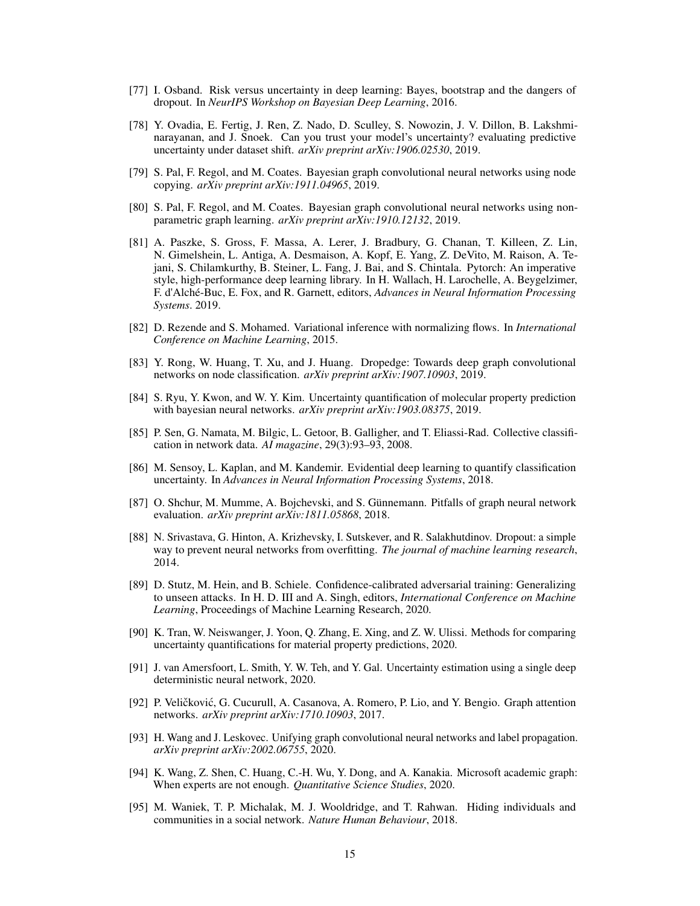[77] I. Osband. Risk versus uncertainty in deep learning: Bayes, bootstrap and the dangers of dropout. In *NeurIPS Workshop on Bayesian Deep Learning*, 2016.

[78] Y. Ovadia, E. Fertig, J. Ren, Z. Nado, D. Sculley, S. Nowozin, J. V. Dillon, B. Lakshminarayanan, and J. Snoek. Can you trust your model's uncertainty? evaluating predictive uncertainty under dataset shift. *arXiv preprint arXiv:1906.02530*, 2019.

[79] S. Pal, F. Regol, and M. Coates. Bayesian graph convolutional neural networks using node copying. *arXiv preprint arXiv:1911.04965*, 2019.

[80] S. Pal, F. Regol, and M. Coates. Bayesian graph convolutional neural networks using non-parametric graph learning. *arXiv preprint arXiv:1910.12132*, 2019.

[81] A. Paszke, S. Gross, F. Massa, A. Lerer, J. Bradbury, G. Chanan, T. Killeen, Z. Lin, N. Gimelshein, L. Antiga, A. Desmaison, A. Kopf, E. Yang, Z. DeVito, M. Raison, A. Tejani, S. Chilamkurthy, B. Steiner, L. Fang, J. Bai, and S. Chintala. Pytorch: An imperative style, high-performance deep learning library. In H. Wallach, H. Larochelle, A. Beygelzimer, F. d'Alché-Buc, E. Fox, and R. Garnett, editors, *Advances in Neural Information Processing Systems*. 2019.

[82] D. Rezende and S. Mohamed. Variational inference with normalizing flows. In *International Conference on Machine Learning*, 2015.

[83] Y. Rong, W. Huang, T. Xu, and J. Huang. Dropedge: Towards deep graph convolutional networks on node classification. *arXiv preprint arXiv:1907.10903*, 2019.

[84] S. Ryu, Y. Kwon, and W. Y. Kim. Uncertainty quantification of molecular property prediction with bayesian neural networks. *arXiv preprint arXiv:1903.08375*, 2019.

[85] P. Sen, G. Namata, M. Bilgic, L. Getoor, B. Galligher, and T. Eliassi-Rad. Collective classification in network data. *AI magazine*, 29(3):93–93, 2008.

[86] M. Sensoy, L. Kaplan, and M. Kandemir. Evidential deep learning to quantify classification uncertainty. In *Advances in Neural Information Processing Systems*, 2018.

[87] O. Shchur, M. Mumme, A. Bojchevski, and S. Günnemann. Pitfalls of graph neural network evaluation. *arXiv preprint arXiv:1811.05868*, 2018.

[88] N. Srivastava, G. Hinton, A. Krizhevsky, I. Sutskever, and R. Salakhutdinov. Dropout: a simple way to prevent neural networks from overfitting. *The journal of machine learning research*, 2014.

[89] D. Stutz, M. Hein, and B. Schiele. Confidence-calibrated adversarial training: Generalizing to unseen attacks. In H. D. III and A. Singh, editors, *International Conference on Machine Learning*, Proceedings of Machine Learning Research, 2020.

[90] K. Tran, W. Neiswanger, J. Yoon, Q. Zhang, E. Xing, and Z. W. Ulissi. Methods for comparing uncertainty quantifications for material property predictions, 2020.

[91] J. van Amersfoort, L. Smith, Y. W. Teh, and Y. Gal. Uncertainty estimation using a single deep deterministic neural network, 2020.

[92] P. Veličković, G. Cucurull, A. Casanova, A. Romero, P. Lio, and Y. Bengio. Graph attention networks. *arXiv preprint arXiv:1710.10903*, 2017.

[93] H. Wang and J. Leskovec. Unifying graph convolutional neural networks and label propagation. *arXiv preprint arXiv:2002.06755*, 2020.

[94] K. Wang, Z. Shen, C. Huang, C.-H. Wu, Y. Dong, and A. Kanakia. Microsoft academic graph: When experts are not enough. *Quantitative Science Studies*, 2020.

[95] M. Waniek, T. P. Michalak, M. J. Wooldridge, and T. Rahwan. Hiding individuals and communities in a social network. *Nature Human Behaviour*, 2018.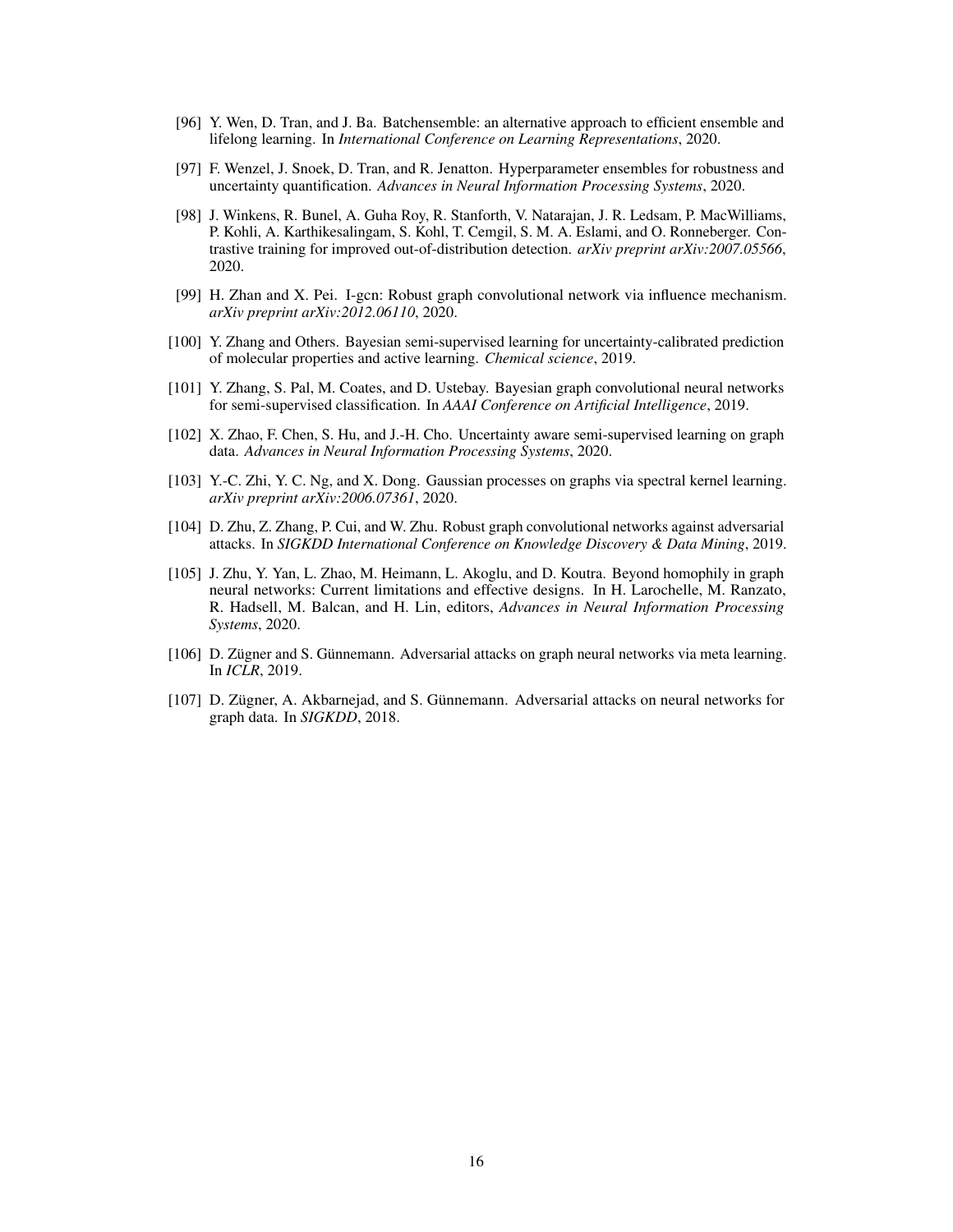[96] Y. Wen, D. Tran, and J. Ba. Batchensemble: an alternative approach to efficient ensemble and lifelong learning. In *International Conference on Learning Representations*, 2020.

[97] F. Wenzel, J. Snoek, D. Tran, and R. Jenatton. Hyperparameter ensembles for robustness and uncertainty quantification. *Advances in Neural Information Processing Systems*, 2020.

[98] J. Winkens, R. Bunel, A. Guha Roy, R. Stanforth, V. Natarajan, J. R. Ledsam, P. MacWilliams, P. Kohli, A. Karthikesalingam, S. Kohl, T. Cemgil, S. M. A. Eslami, and O. Ronneberger. Contrastive training for improved out-of-distribution detection. *arXiv preprint arXiv:2007.05566*, 2020.

[99] H. Zhan and X. Pei. I-gcn: Robust graph convolutional network via influence mechanism. *arXiv preprint arXiv:2012.06110*, 2020.

[100] Y. Zhang and Others. Bayesian semi-supervised learning for uncertainty-calibrated prediction of molecular properties and active learning. *Chemical science*, 2019.

[101] Y. Zhang, S. Pal, M. Coates, and D. Ustebay. Bayesian graph convolutional neural networks for semi-supervised classification. In *AAAI Conference on Artificial Intelligence*, 2019.

[102] X. Zhao, F. Chen, S. Hu, and J.-H. Cho. Uncertainty aware semi-supervised learning on graph data. *Advances in Neural Information Processing Systems*, 2020.

[103] Y.-C. Zhi, Y. C. Ng, and X. Dong. Gaussian processes on graphs via spectral kernel learning. *arXiv preprint arXiv:2006.07361*, 2020.

[104] D. Zhu, Z. Zhang, P. Cui, and W. Zhu. Robust graph convolutional networks against adversarial attacks. In *SIGKDD International Conference on Knowledge Discovery & Data Mining*, 2019.

[105] J. Zhu, Y. Yan, L. Zhao, M. Heimann, L. Akoglu, and D. Koutra. Beyond homophily in graph neural networks: Current limitations and effective designs. In H. Larochelle, M. Ranzato, R. Hadsell, M. Balcan, and H. Lin, editors, *Advances in Neural Information Processing Systems*, 2020.

[106] D. Zügner and S. Günnemann. Adversarial attacks on graph neural networks via meta learning. In *ICLR*, 2019.

[107] D. Zügner, A. Akbarnejad, and S. Günnemann. Adversarial attacks on neural networks for graph data. In *SIGKDD*, 2018.